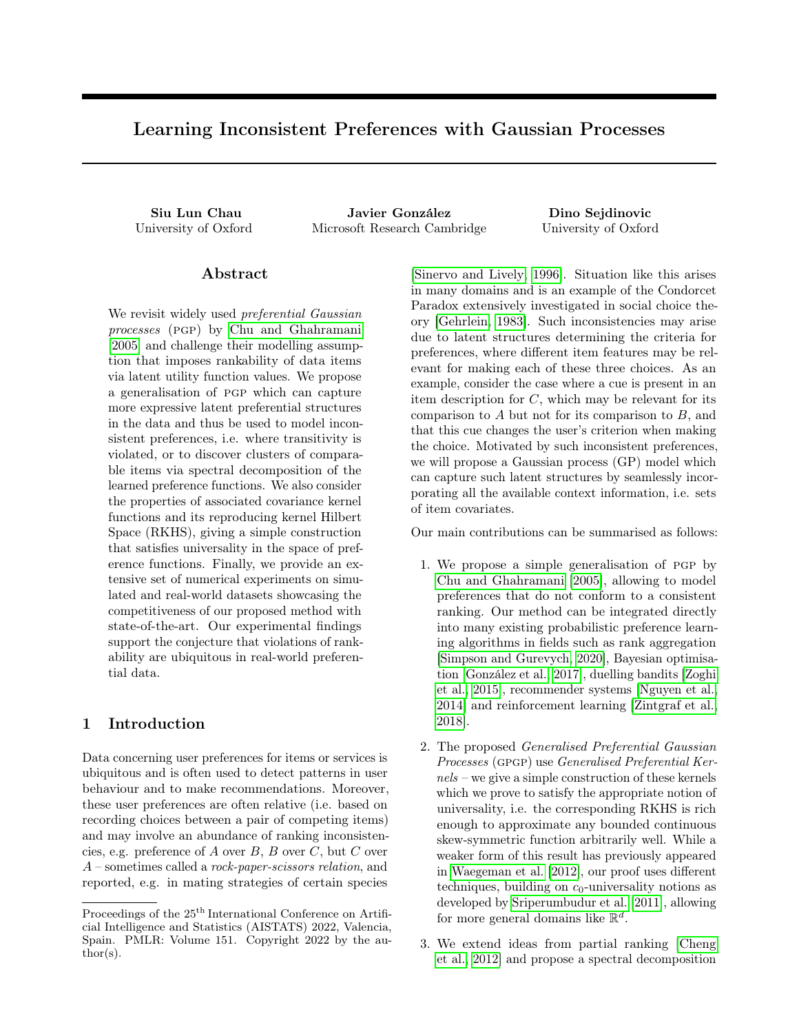# Learning Inconsistent Preferences with Gaussian Processes

**Siu Lun Chau**
University of Oxford

**Javier González**
Microsoft Research Cambridge

**Dino Sejdinovic**
University of Oxford

## Abstract

We revisit widely used *preferential Gaussian processes* (PGP) by Chu and Ghahramani [2005] and challenge their modelling assumption that imposes rankability of data items via latent utility function values. We propose a generalisation of PGP which can capture more expressive latent preferential structures in the data and thus be used to model inconsistent preferences, i.e. where transitivity is violated, or to discover clusters of comparable items via spectral decomposition of the learned preference functions. We also consider the properties of associated covariance kernel functions and its reproducing kernel Hilbert Space (RKHS), giving a simple construction that satisfies universality in the space of preference functions. Finally, we provide an extensive set of numerical experiments on simulated and real-world datasets showcasing the competitiveness of our proposed method with state-of-the-art. Our experimental findings support the conjecture that violations of rankability are ubiquitous in real-world preferential data.

## 1 Introduction

Data concerning user preferences for items or services is ubiquitous and is often used to detect patterns in user behaviour and to make recommendations. Moreover, these user preferences are often relative (i.e. based on recording choices between a pair of competing items) and may involve an abundance of ranking inconsistencies, e.g. preference of $A$ over $B$, $B$ over $C$, but $C$ over $A$ – sometimes called a *rock-paper-scissors relation*, and reported, e.g. in mating strategies of certain species [Sinervo and Lively, 1996]. Situation like this arises in many domains and is an example of the Condorcet Paradox extensively investigated in social choice theory [Gehrlein, 1983]. Such inconsistencies may arise due to latent structures determining the criteria for preferences, where different item features may be relevant for making each of these three choices. As an example, consider the case where a cue is present in an item description for $C$, which may be relevant for its comparison to $A$ but not for its comparison to $B$, and that this cue changes the user's criterion when making the choice. Motivated by such inconsistent preferences, we will propose a Gaussian process (GP) model which can capture such latent structures by seamlessly incorporating all the available context information, i.e. sets of item covariates.

Our main contributions can be summarised as follows:

1. We propose a simple generalisation of PGP by Chu and Ghahramani [2005], allowing to model preferences that do not conform to a consistent ranking. Our method can be integrated directly into many existing probabilistic preference learning algorithms in fields such as rank aggregation [Simpson and Gurevych, 2020], Bayesian optimisation [González et al., 2017], duelling bandits [Zoghi et al., 2015], recommender systems [Nguyen et al., 2014] and reinforcement learning [Zintgraf et al., 2018].

2. The proposed *Generalised Preferential Gaussian Processes* (GPGP) use *Generalised Preferential Kernels* – we give a simple construction of these kernels which we prove to satisfy the appropriate notion of universality, i.e. the corresponding RKHS is rich enough to approximate any bounded continuous skew-symmetric function arbitrarily well. While a weaker form of this result has previously appeared in Waegeman et al. [2012], our proof uses different techniques, building on $c_0$-universality notions as developed by Sriperumbudur et al. [2011], allowing for more general domains like $\mathbb{R}^d$.

3. We extend ideas from partial ranking [Cheng et al., 2012] and propose a spectral decomposition

Proceedings of the 25[th] International Conference on Artificial Intelligence and Statistics (AISTATS) 2022, Valencia, Spain. PMLR: Volume 151. Copyright 2022 by the author(s).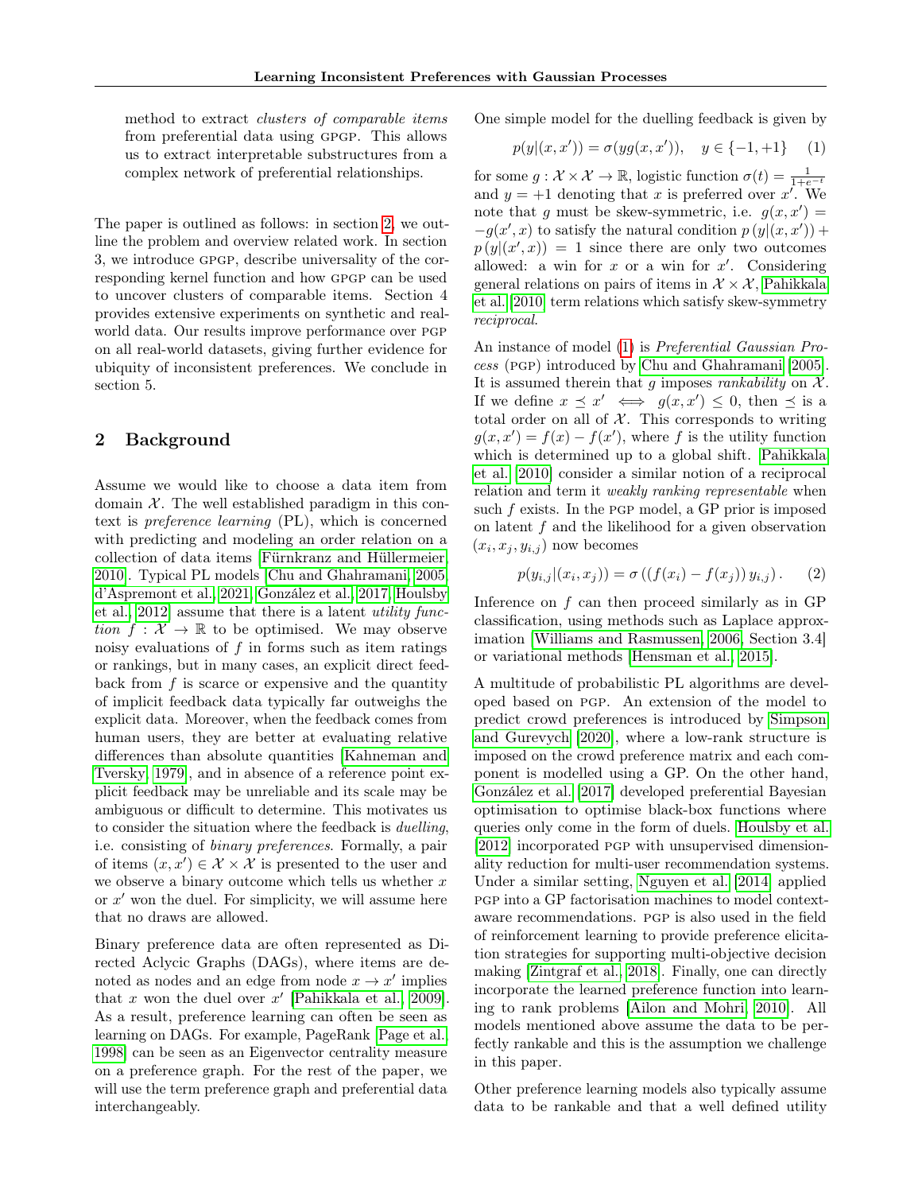method to extract *clusters of comparable items* from preferential data using GPGP. This allows us to extract interpretable substructures from a complex network of preferential relationships.

The paper is outlined as follows: in section 2, we outline the problem and overview related work. In section 3, we introduce GPGP, describe universality of the corresponding kernel function and how GPGP can be used to uncover clusters of comparable items. Section 4 provides extensive experiments on synthetic and real-world data. Our results improve performance over PGP on all real-world datasets, giving further evidence for ubiquity of inconsistent preferences. We conclude in section 5.

## 2 Background

Assume we would like to choose a data item from domain $\mathcal{X}$. The well established paradigm in this context is *preference learning* (PL), which is concerned with predicting and modeling an order relation on a collection of data items [Fürnkranz and Hüllermeier, 2010]. Typical PL models [Chu and Ghahramani, 2005, d'Aspremont et al., 2021, González et al., 2017, Houlsby et al., 2012] assume that there is a latent *utility function* $f : \mathcal{X} \to \mathbb{R}$ to be optimised. We may observe noisy evaluations of $f$ in forms such as item ratings or rankings, but in many cases, an explicit direct feedback from $f$ is scarce or expensive and the quantity of implicit feedback data typically far outweighs the explicit data. Moreover, when the feedback comes from human users, they are better at evaluating relative differences than absolute quantities [Kahneman and Tversky, 1979], and in absence of a reference point explicit feedback may be unreliable and its scale may be ambiguous or difficult to determine. This motivates us to consider the situation where the feedback is *duelling*, i.e. consisting of *binary preferences*. Formally, a pair of items $(x, x') \in \mathcal{X} \times \mathcal{X}$ is presented to the user and we observe a binary outcome which tells us whether $x$ or $x'$ won the duel. For simplicity, we will assume here that no draws are allowed.

Binary preference data are often represented as Directed Aclycic Graphs (DAGs), where items are denoted as nodes and an edge from node $x \to x'$ implies that $x$ won the duel over $x'$ [Pahikkala et al., 2009]. As a result, preference learning can often be seen as learning on DAGs. For example, PageRank [Page et al., 1998] can be seen as an Eigenvector centrality measure on a preference graph. For the rest of the paper, we will use the term preference graph and preferential data interchangeably.

One simple model for the duelling feedback is given by

$$p(y|(x, x')) = \sigma(yg(x, x')), \quad y \in \{-1, +1\} \qquad (1)$$

for some $g : \mathcal{X} \times \mathcal{X} \to \mathbb{R}$, logistic function $\sigma(t) = \frac{1}{1+e^{-t}}$ and $y = +1$ denoting that $x$ is preferred over $x'$. We note that $g$ must be skew-symmetric, i.e. $g(x, x') = -g(x', x)$ to satisfy the natural condition $p(y|(x, x')) + p(y|(x', x)) = 1$ since there are only two outcomes allowed: a win for $x$ or a win for $x'$. Considering general relations on pairs of items in $\mathcal{X} \times \mathcal{X}$, Pahikkala et al. [2010] term relations which satisfy skew-symmetry *reciprocal*.

An instance of model (1) is *Preferential Gaussian Process* (PGP) introduced by Chu and Ghahramani [2005]. It is assumed therein that $g$ imposes *rankability* on $\mathcal{X}$. If we define $x \preceq x' \iff g(x, x') \leq 0$, then $\preceq$ is a total order on all of $\mathcal{X}$. This corresponds to writing $g(x, x') = f(x) - f(x')$, where $f$ is the utility function which is determined up to a global shift. Pahikkala et al. [2010] consider a similar notion of a reciprocal relation and term it *weakly ranking representable* when such $f$ exists. In the PGP model, a GP prior is imposed on latent $f$ and the likelihood for a given observation $(x_i, x_j, y_{i,j})$ now becomes

$$p(y_{i,j}|(x_i, x_j)) = \sigma\left(\left(f(x_i) - f(x_j)\right) y_{i,j}\right). \qquad (2)$$

Inference on $f$ can then proceed similarly as in GP classification, using methods such as Laplace approximation [Williams and Rasmussen, 2006, Section 3.4] or variational methods [Hensman et al., 2015].

A multitude of probabilistic PL algorithms are developed based on PGP. An extension of the model to predict crowd preferences is introduced by Simpson and Gurevych [2020], where a low-rank structure is imposed on the crowd preference matrix and each component is modelled using a GP. On the other hand, González et al. [2017] developed preferential Bayesian optimisation to optimise black-box functions where queries only come in the form of duels. Houlsby et al. [2012] incorporated PGP with unsupervised dimensionality reduction for multi-user recommendation systems. Under a similar setting, Nguyen et al. [2014] applied PGP into a GP factorisation machines to model context-aware recommendations. PGP is also used in the field of reinforcement learning to provide preference elicitation strategies for supporting multi-objective decision making [Zintgraf et al., 2018]. Finally, one can directly incorporate the learned preference function into learning to rank problems [Ailon and Mohri, 2010]. All models mentioned above assume the data to be perfectly rankable and this is the assumption we challenge in this paper.

Other preference learning models also typically assume data to be rankable and that a well defined utility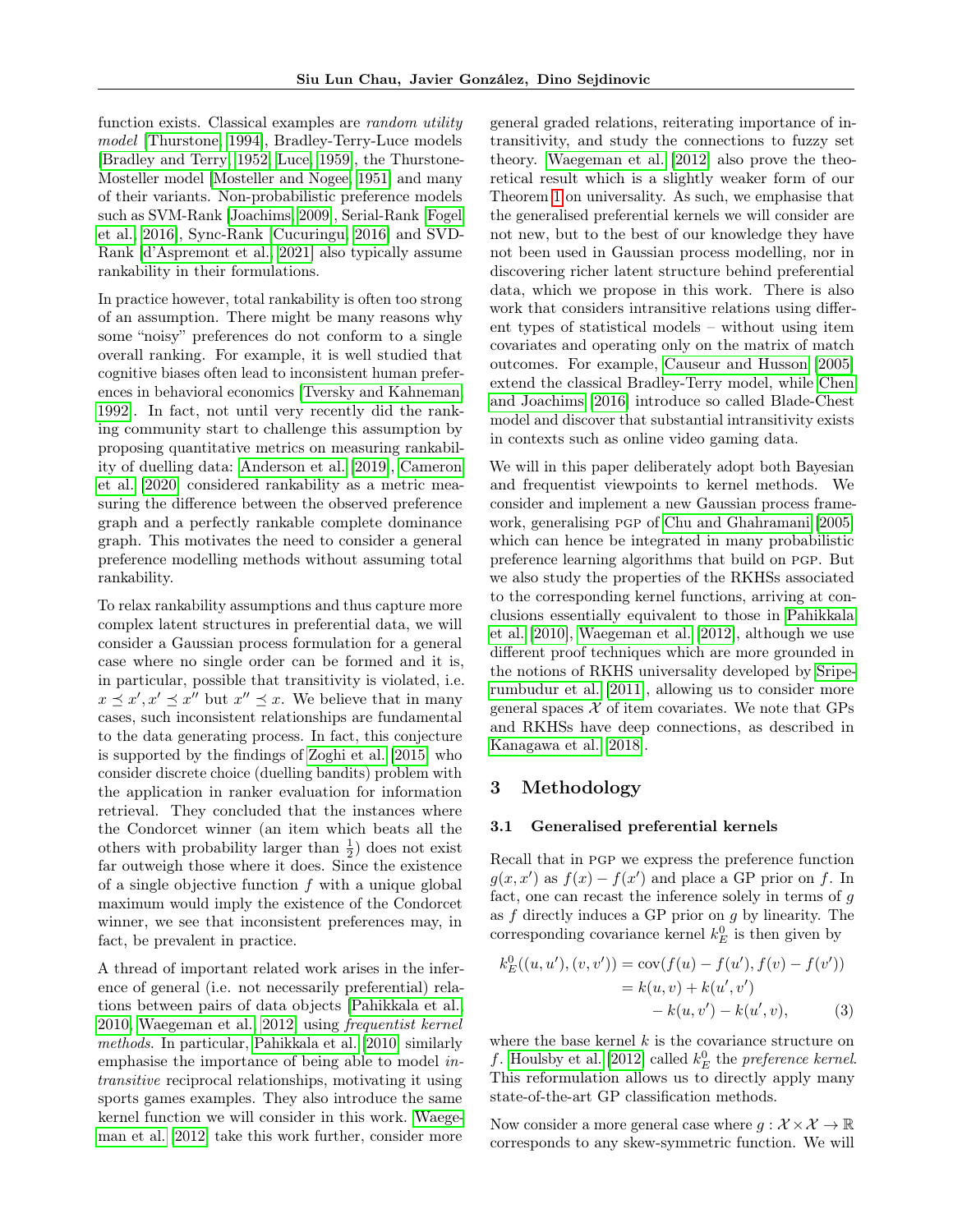function exists. Classical examples are *random utility model* [Thurstone, 1994], Bradley-Terry-Luce models [Bradley and Terry, 1952, Luce, 1959], the Thurstone-Mosteller model [Mosteller and Nogee, 1951] and many of their variants. Non-probabilistic preference models such as SVM-Rank [Joachims, 2009], Serial-Rank [Fogel et al., 2016], Sync-Rank [Cucuringu, 2016] and SVD-Rank [d'Aspremont et al., 2021] also typically assume rankability in their formulations.

In practice however, total rankability is often too strong of an assumption. There might be many reasons why some "noisy" preferences do not conform to a single overall ranking. For example, it is well studied that cognitive biases often lead to inconsistent human preferences in behavioral economics [Tversky and Kahneman, 1992]. In fact, not until very recently did the ranking community start to challenge this assumption by proposing quantitative metrics on measuring rankability of duelling data: Anderson et al. [2019], Cameron et al. [2020] considered rankability as a metric measuring the difference between the observed preference graph and a perfectly rankable complete dominance graph. This motivates the need to consider a general preference modelling methods without assuming total rankability.

To relax rankability assumptions and thus capture more complex latent structures in preferential data, we will consider a Gaussian process formulation for a general case where no single order can be formed and it is, in particular, possible that transitivity is violated, i.e. $x \preceq x', x' \preceq x''$ but $x'' \preceq x$. We believe that in many cases, such inconsistent relationships are fundamental to the data generating process. In fact, this conjecture is supported by the findings of Zoghi et al. [2015] who consider discrete choice (duelling bandits) problem with the application in ranker evaluation for information retrieval. They concluded that the instances where the Condorcet winner (an item which beats all the others with probability larger than $\frac{1}{2}$) does not exist far outweigh those where it does. Since the existence of a single objective function $f$ with a unique global maximum would imply the existence of the Condorcet winner, we see that inconsistent preferences may, in fact, be prevalent in practice.

A thread of important related work arises in the inference of general (i.e. not necessarily preferential) relations between pairs of data objects [Pahikkala et al., 2010, Waegeman et al., 2012] using *frequentist kernel methods*. In particular, Pahikkala et al. [2010] similarly emphasise the importance of being able to model *intransitive* reciprocal relationships, motivating it using sports games examples. They also introduce the same kernel function we will consider in this work. Waegeman et al. [2012] take this work further, consider more general graded relations, reiterating importance of intransitivity, and study the connections to fuzzy set theory. Waegeman et al. [2012] also prove the theoretical result which is a slightly weaker form of our Theorem 1 on universality. As such, we emphasise that the generalised preferential kernels we will consider are not new, but to the best of our knowledge they have not been used in Gaussian process modelling, nor in discovering richer latent structure behind preferential data, which we propose in this work. There is also work that considers intransitive relations using different types of statistical models – without using item covariates and operating only on the matrix of match outcomes. For example, Causeur and Husson [2005] extend the classical Bradley-Terry model, while Chen and Joachims [2016] introduce so called Blade-Chest model and discover that substantial intransitivity exists in contexts such as online video gaming data.

We will in this paper deliberately adopt both Bayesian and frequentist viewpoints to kernel methods. We consider and implement a new Gaussian process framework, generalising PGP of Chu and Ghahramani [2005] which can hence be integrated in many probabilistic preference learning algorithms that build on PGP. But we also study the properties of the RKHSs associated to the corresponding kernel functions, arriving at conclusions essentially equivalent to those in Pahikkala et al. [2010], Waegeman et al. [2012], although we use different proof techniques which are more grounded in the notions of RKHS universality developed by Sriperumbudur et al. [2011], allowing us to consider more general spaces $\mathcal{X}$ of item covariates. We note that GPs and RKHSs have deep connections, as described in Kanagawa et al. [2018].

## 3 Methodology

### 3.1 Generalised preferential kernels

Recall that in PGP we express the preference function $g(x, x')$ as $f(x) - f(x')$ and place a GP prior on $f$. In fact, one can recast the inference solely in terms of $g$ as $f$ directly induces a GP prior on $g$ by linearity. The corresponding covariance kernel $k_E^0$ is then given by

$$
\begin{aligned}
k_E^0((u, u'), (v, v')) &= \operatorname{cov}(f(u) - f(u'), f(v) - f(v')) \\
&= k(u, v) + k(u', v') \\
&\quad - k(u, v') - k(u', v), \qquad (3)
\end{aligned}
$$

where the base kernel $k$ is the covariance structure on $f$. Houlsby et al. [2012] called $k_E^0$ the *preference kernel*. This reformulation allows us to directly apply many state-of-the-art GP classification methods.

Now consider a more general case where $g : \mathcal{X} \times \mathcal{X} \to \mathbb{R}$ corresponds to any skew-symmetric function. We will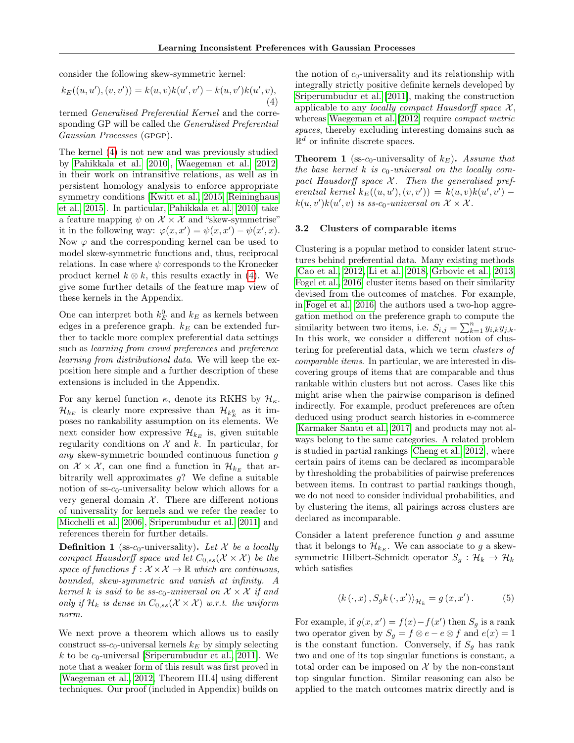consider the following skew-symmetric kernel:

$$k_E((u,u'),(v,v')) = k(u,v)k(u',v') - k(u,v')k(u',v), \tag{4}$$

termed *Generalised Preferential Kernel* and the corresponding GP will be called the *Generalised Preferential Gaussian Processes* (GPGP).

The kernel (4) is not new and was previously studied by Pahikkala et al. [2010], Waegeman et al. [2012] in their work on intransitive relations, as well as in persistent homology analysis to enforce appropriate symmetry conditions [Kwitt et al., 2015, Reininghaus et al., 2015]. In particular, Pahikkala et al. [2010] take a feature mapping $\psi$ on $\mathcal{X} \times \mathcal{X}$ and "skew-symmetrise" it in the following way: $\varphi(x,x') = \psi(x,x') - \psi(x',x)$. Now $\varphi$ and the corresponding kernel can be used to model skew-symmetric functions and, thus, reciprocal relations. In case where $\psi$ corresponds to the Kronecker product kernel $k \otimes k$, this results exactly in (4). We give some further details of the feature map view of these kernels in the Appendix.

One can interpret both $k_E^0$ and $k_E$ as kernels between edges in a preference graph. $k_E$ can be extended further to tackle more complex preferential data settings such as *learning from crowd preferences* and *preference learning from distributional data*. We will keep the exposition here simple and a further description of these extensions is included in the Appendix.

For any kernel function $\kappa$, denote its RKHS by $\mathcal{H}_\kappa$. $\mathcal{H}_{k_E}$ is clearly more expressive than $\mathcal{H}_{k_E^0}$ as it imposes no rankability assumption on its elements. We next consider how expressive $\mathcal{H}_{k_E}$ is, given suitable regularity conditions on $\mathcal{X}$ and $k$. In particular, for *any* skew-symmetric bounded continuous function $g$ on $\mathcal{X} \times \mathcal{X}$, can one find a function in $\mathcal{H}_{k_E}$ that arbitrarily well approximates $g$? We define a suitable notion of ss-$c_0$-universality below which allows for a very general domain $\mathcal{X}$. There are different notions of universality for kernels and we refer the reader to Micchelli et al. [2006], Sriperumbudur et al. [2011] and references therein for further details.

**Definition 1** (ss-$c_0$-universality). *Let $\mathcal{X}$ be a locally compact Hausdorff space and let $C_{0,ss}(\mathcal{X} \times \mathcal{X})$ be the space of functions $f : \mathcal{X} \times \mathcal{X} \to \mathbb{R}$ which are continuous, bounded, skew-symmetric and vanish at infinity. A kernel $k$ is said to be ss-$c_0$-universal on $\mathcal{X} \times \mathcal{X}$ if and only if $\mathcal{H}_k$ is dense in $C_{0,ss}(\mathcal{X} \times \mathcal{X})$ w.r.t. the uniform norm.*

We next prove a theorem which allows us to easily construct ss-$c_0$-universal kernels $k_E$ by simply selecting $k$ to be $c_0$-universal [Sriperumbudur et al., 2011]. We note that a weaker form of this result was first proved in [Waegeman et al., 2012, Theorem III.4] using different techniques. Our proof (included in Appendix) builds on the notion of $c_0$-universality and its relationship with integrally strictly positive definite kernels developed by Sriperumbudur et al. [2011], making the construction applicable to any *locally compact Hausdorff space* $\mathcal{X}$, whereas Waegeman et al. [2012] require *compact metric spaces*, thereby excluding interesting domains such as $\mathbb{R}^d$ or infinite discrete spaces.

**Theorem 1** (ss-$c_0$-universality of $k_E$). *Assume that the base kernel $k$ is $c_0$-universal on the locally compact Hausdorff space $\mathcal{X}$. Then the generalised preferential kernel $k_E((u,u'),(v,v')) = k(u,v)k(u',v') - k(u,v')k(u',v)$ is ss-$c_0$-universal on $\mathcal{X} \times \mathcal{X}$.*

### 3.2 Clusters of comparable items

Clustering is a popular method to consider latent structures behind preferential data. Many existing methods [Cao et al., 2012, Li et al., 2018, Grbovic et al., 2013, Fogel et al., 2016] cluster items based on their similarity devised from the outcomes of matches. For example, in Fogel et al. [2016] the authors used a two-hop aggregation method on the preference graph to compute the similarity between two items, i.e. $S_{i,j} = \sum_{k=1}^n y_{i,k} y_{j,k}$. In this work, we consider a different notion of clustering for preferential data, which we term *clusters of comparable items*. In particular, we are interested in discovering groups of items that are comparable and thus rankable within clusters but not across. Cases like this might arise when the pairwise comparison is defined indirectly. For example, product preferences are often deduced using product search histories in e-commerce [Karmaker Santu et al., 2017] and products may not always belong to the same categories. A related problem is studied in partial rankings [Cheng et al., 2012], where certain pairs of items can be declared as incomparable by thresholding the probabilities of pairwise preferences between items. In contrast to partial rankings though, we do not need to consider individual probabilities, and by clustering the items, all pairings across clusters are declared as incomparable.

Consider a latent preference function $g$ and assume that it belongs to $\mathcal{H}_{k_E}$. We can associate to $g$ a skew-symmetric Hilbert-Schmidt operator $S_g : \mathcal{H}_k \to \mathcal{H}_k$ which satisfies

$$\langle k(\cdot, x), S_g k(\cdot, x') \rangle_{\mathcal{H}_k} = g(x, x'). \tag{5}$$

For example, if $g(x,x') = f(x) - f(x')$ then $S_g$ is a rank two operator given by $S_g = f \otimes e - e \otimes f$ and $e(x) = 1$ is the constant function. Conversely, if $S_g$ has rank two and one of its top singular functions is constant, a total order can be imposed on $\mathcal{X}$ by the non-constant top singular function. Similar reasoning can also be applied to the match outcomes matrix directly and is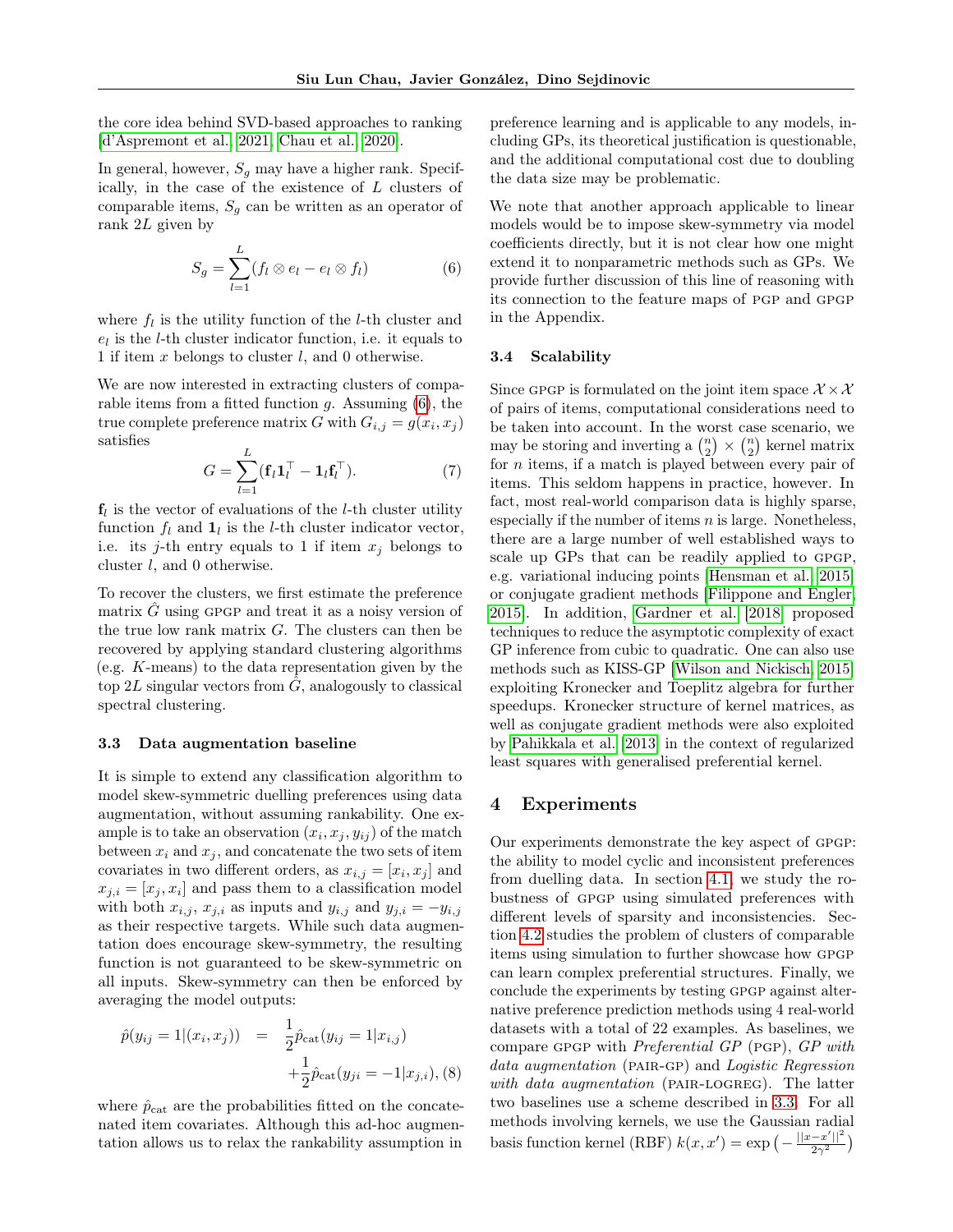the core idea behind SVD-based approaches to ranking [d'Aspremont et al., 2021, Chau et al., 2020].

In general, however, $S_g$ may have a higher rank. Specifically, in the case of the existence of $L$ clusters of comparable items, $S_g$ can be written as an operator of rank $2L$ given by

$$S_g = \sum_{l=1}^{L} (f_l \otimes e_l - e_l \otimes f_l) \tag{6}$$

where $f_l$ is the utility function of the $l$-th cluster and $e_l$ is the $l$-th cluster indicator function, i.e. it equals to 1 if item $x$ belongs to cluster $l$, and 0 otherwise.

We are now interested in extracting clusters of comparable items from a fitted function $g$. Assuming (6), the true complete preference matrix $G$ with $G_{i,j} = g(x_i, x_j)$ satisfies

$$G = \sum_{l=1}^{L} (\mathbf{f}_l \mathbf{1}_l^\top - \mathbf{1}_l \mathbf{f}_l^\top). \tag{7}$$

$\mathbf{f}_l$ is the vector of evaluations of the $l$-th cluster utility function $f_l$ and $\mathbf{1}_l$ is the $l$-th cluster indicator vector, i.e. its $j$-th entry equals to 1 if item $x_j$ belongs to cluster $l$, and 0 otherwise.

To recover the clusters, we first estimate the preference matrix $\hat{G}$ using GPGP and treat it as a noisy version of the true low rank matrix $G$. The clusters can then be recovered by applying standard clustering algorithms (e.g. $K$-means) to the data representation given by the top $2L$ singular vectors from $\hat{G}$, analogously to classical spectral clustering.

### 3.3 Data augmentation baseline

It is simple to extend any classification algorithm to model skew-symmetric duelling preferences using data augmentation, without assuming rankability. One example is to take an observation $(x_i, x_j, y_{ij})$ of the match between $x_i$ and $x_j$, and concatenate the two sets of item covariates in two different orders, as $x_{i,j} = [x_i, x_j]$ and $x_{j,i} = [x_j, x_i]$ and pass them to a classification model with both $x_{i,j}$, $x_{j,i}$ as inputs and $y_{i,j}$ and $y_{j,i} = -y_{i,j}$ as their respective targets. While such data augmentation does encourage skew-symmetry, the resulting function is not guaranteed to be skew-symmetric on all inputs. Skew-symmetry can then be enforced by averaging the model outputs:

$$\begin{aligned}\hat{p}(y_{ij} = 1 | (x_i, x_j)) &= \frac{1}{2}\hat{p}_{\text{cat}}(y_{ij} = 1 | x_{i,j}) \\ &\quad + \frac{1}{2}\hat{p}_{\text{cat}}(y_{ji} = -1 | x_{j,i}), \end{aligned} \tag{8}$$

where $\hat{p}_{\text{cat}}$ are the probabilities fitted on the concatenated item covariates. Although this ad-hoc augmentation allows us to relax the rankability assumption in preference learning and is applicable to any models, including GPs, its theoretical justification is questionable, and the additional computational cost due to doubling the data size may be problematic.

We note that another approach applicable to linear models would be to impose skew-symmetry via model coefficients directly, but it is not clear how one might extend it to nonparametric methods such as GPs. We provide further discussion of this line of reasoning with its connection to the feature maps of PGP and GPGP in the Appendix.

### 3.4 Scalability

Since GPGP is formulated on the joint item space $\mathcal{X} \times \mathcal{X}$ of pairs of items, computational considerations need to be taken into account. In the worst case scenario, we may be storing and inverting a $\binom{n}{2} \times \binom{n}{2}$ kernel matrix for $n$ items, if a match is played between every pair of items. This seldom happens in practice, however. In fact, most real-world comparison data is highly sparse, especially if the number of items $n$ is large. Nonetheless, there are a large number of well established ways to scale up GPs that can be readily applied to GPGP, e.g. variational inducing points [Hensman et al., 2015] or conjugate gradient methods [Filippone and Engler, 2015]. In addition, Gardner et al. [2018] proposed techniques to reduce the asymptotic complexity of exact GP inference from cubic to quadratic. One can also use methods such as KISS-GP [Wilson and Nickisch, 2015] exploiting Kronecker and Toeplitz algebra for further speedups. Kronecker structure of kernel matrices, as well as conjugate gradient methods were also exploited by Pahikkala et al. [2013] in the context of regularized least squares with generalised preferential kernel.

## 4 Experiments

Our experiments demonstrate the key aspect of GPGP: the ability to model cyclic and inconsistent preferences from duelling data. In section 4.1, we study the robustness of GPGP using simulated preferences with different levels of sparsity and inconsistencies. Section 4.2 studies the problem of clusters of comparable items using simulation to further showcase how GPGP can learn complex preferential structures. Finally, we conclude the experiments by testing GPGP against alternative preference prediction methods using 4 real-world datasets with a total of 22 examples. As baselines, we compare GPGP with *Preferential GP* (PGP), *GP with data augmentation* (PAIR-GP) and *Logistic Regression with data augmentation* (PAIR-LOGREG). The latter two baselines use a scheme described in 3.3. For all methods involving kernels, we use the Gaussian radial basis function kernel (RBF) $k(x, x') = \exp\left(-\frac{||x-x'||^2}{2\gamma^2}\right)$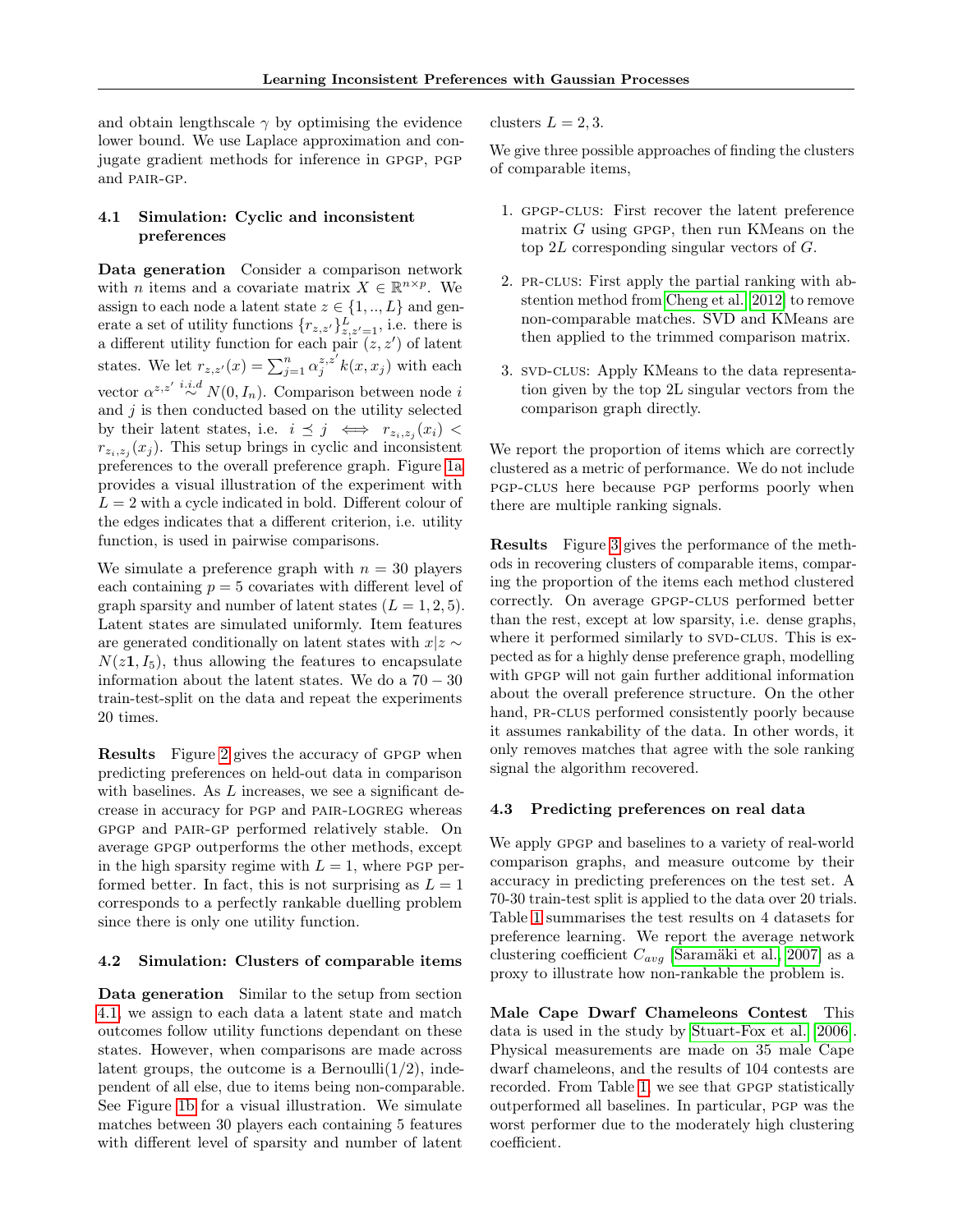and obtain lengthscale $\gamma$ by optimising the evidence lower bound. We use Laplace approximation and conjugate gradient methods for inference in GPGP, PGP and PAIR-GP.

### 4.1 Simulation: Cyclic and inconsistent preferences

**Data generation** Consider a comparison network with $n$ items and a covariate matrix $X \in \mathbb{R}^{n \times p}$. We assign to each node a latent state $z \in \{1, .., L\}$ and generate a set of utility functions $\{r_{z,z'}\}_{z,z'=1}^{L}$, i.e. there is a different utility function for each pair $(z, z')$ of latent states. We let $r_{z,z'}(x) = \sum_{j=1}^{n} \alpha_j^{z,z'} k(x, x_j)$ with each vector $\alpha^{z,z'} \overset{i.i.d}{\sim} N(0, I_n)$. Comparison between node $i$ and $j$ is then conducted based on the utility selected by their latent states, i.e. $i \preceq j \iff r_{z_i,z_j}(x_i) < r_{z_i,z_j}(x_j)$. This setup brings in cyclic and inconsistent preferences to the overall preference graph. Figure 1a provides a visual illustration of the experiment with $L = 2$ with a cycle indicated in bold. Different colour of the edges indicates that a different criterion, i.e. utility function, is used in pairwise comparisons.

We simulate a preference graph with $n = 30$ players each containing $p = 5$ covariates with different level of graph sparsity and number of latent states ($L = 1, 2, 5$). Latent states are simulated uniformly. Item features are generated conditionally on latent states with $x|z \sim N(z\mathbf{1}, I_5)$, thus allowing the features to encapsulate information about the latent states. We do a $70 - 30$ train-test-split on the data and repeat the experiments 20 times.

**Results** Figure 2 gives the accuracy of GPGP when predicting preferences on held-out data in comparison with baselines. As $L$ increases, we see a significant decrease in accuracy for PGP and PAIR-LOGREG whereas GPGP and PAIR-GP performed relatively stable. On average GPGP outperforms the other methods, except in the high sparsity regime with $L = 1$, where PGP performed better. In fact, this is not surprising as $L = 1$ corresponds to a perfectly rankable duelling problem since there is only one utility function.

### 4.2 Simulation: Clusters of comparable items

**Data generation** Similar to the setup from section 4.1, we assign to each data a latent state and match outcomes follow utility functions dependant on these states. However, when comparisons are made across latent groups, the outcome is a Bernoulli(1/2), independent of all else, due to items being non-comparable. See Figure 1b for a visual illustration. We simulate matches between 30 players each containing 5 features with different level of sparsity and number of latent clusters $L = 2, 3$.

We give three possible approaches of finding the clusters of comparable items,

1. GPGP-CLUS: First recover the latent preference matrix $G$ using GPGP, then run KMeans on the top $2L$ corresponding singular vectors of $G$.

2. PR-CLUS: First apply the partial ranking with abstention method from Cheng et al. [2012] to remove non-comparable matches. SVD and KMeans are then applied to the trimmed comparison matrix.

3. SVD-CLUS: Apply KMeans to the data representation given by the top 2L singular vectors from the comparison graph directly.

We report the proportion of items which are correctly clustered as a metric of performance. We do not include PGP-CLUS here because PGP performs poorly when there are multiple ranking signals.

**Results** Figure 3 gives the performance of the methods in recovering clusters of comparable items, comparing the proportion of the items each method clustered correctly. On average GPGP-CLUS performed better than the rest, except at low sparsity, i.e. dense graphs, where it performed similarly to SVD-CLUS. This is expected as for a highly dense preference graph, modelling with GPGP will not gain further additional information about the overall preference structure. On the other hand, PR-CLUS performed consistently poorly because it assumes rankability of the data. In other words, it only removes matches that agree with the sole ranking signal the algorithm recovered.

### 4.3 Predicting preferences on real data

We apply GPGP and baselines to a variety of real-world comparison graphs, and measure outcome by their accuracy in predicting preferences on the test set. A 70-30 train-test split is applied to the data over 20 trials. Table 1 summarises the test results on 4 datasets for preference learning. We report the average network clustering coefficient $C_{avg}$ [Saramäki et al., 2007] as a proxy to illustrate how non-rankable the problem is.

**Male Cape Dwarf Chameleons Contest** This data is used in the study by Stuart-Fox et al. [2006]. Physical measurements are made on 35 male Cape dwarf chameleons, and the results of 104 contests are recorded. From Table 1, we see that GPGP statistically outperformed all baselines. In particular, PGP was the worst performer due to the moderately high clustering coefficient.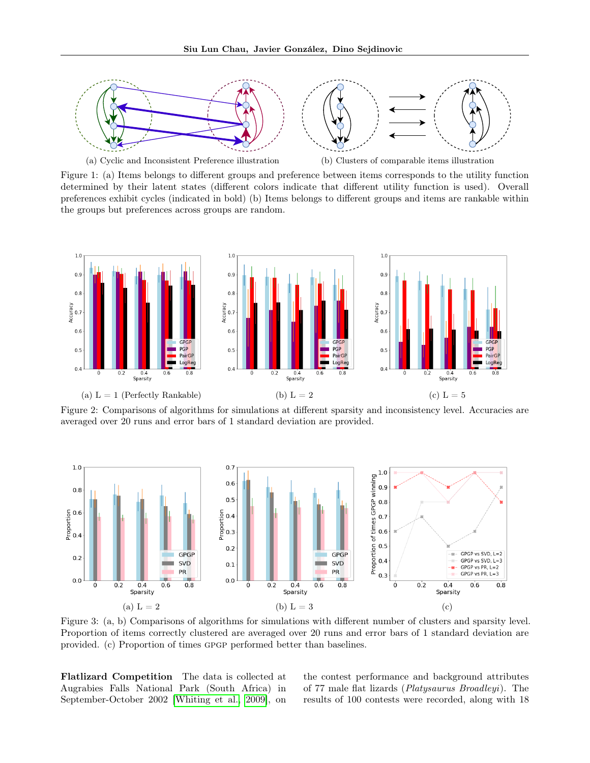(a) Cyclic and Inconsistent Preference illustration

(b) Clusters of comparable items illustration

Figure 1: (a) Items belongs to different groups and preference between items corresponds to the utility function determined by their latent states (different colors indicate that different utility function is used). Overall preferences exhibit cycles (indicated in bold) (b) Items belongs to different groups and items are rankable within the groups but preferences across groups are random.

(a) L = 1 (Perfectly Rankable)

(b) L = 2

(c) L = 5

Figure 2: Comparisons of algorithms for simulations at different sparsity and inconsistency level. Accuracies are averaged over 20 runs and error bars of 1 standard deviation are provided.

(a) L = 2

(b) L = 3

(c)

Figure 3: (a, b) Comparisons of algorithms for simulations with different number of clusters and sparsity level. Proportion of items correctly clustered are averaged over 20 runs and error bars of 1 standard deviation are provided. (c) Proportion of times GPGP performed better than baselines.

**Flatlizard Competition** The data is collected at Augrabies Falls National Park (South Africa) in September-October 2002 [Whiting et al., 2009], on the contest performance and background attributes of 77 male flat lizards (*Platysaurus Broadleyi*). The results of 100 contests were recorded, along with 18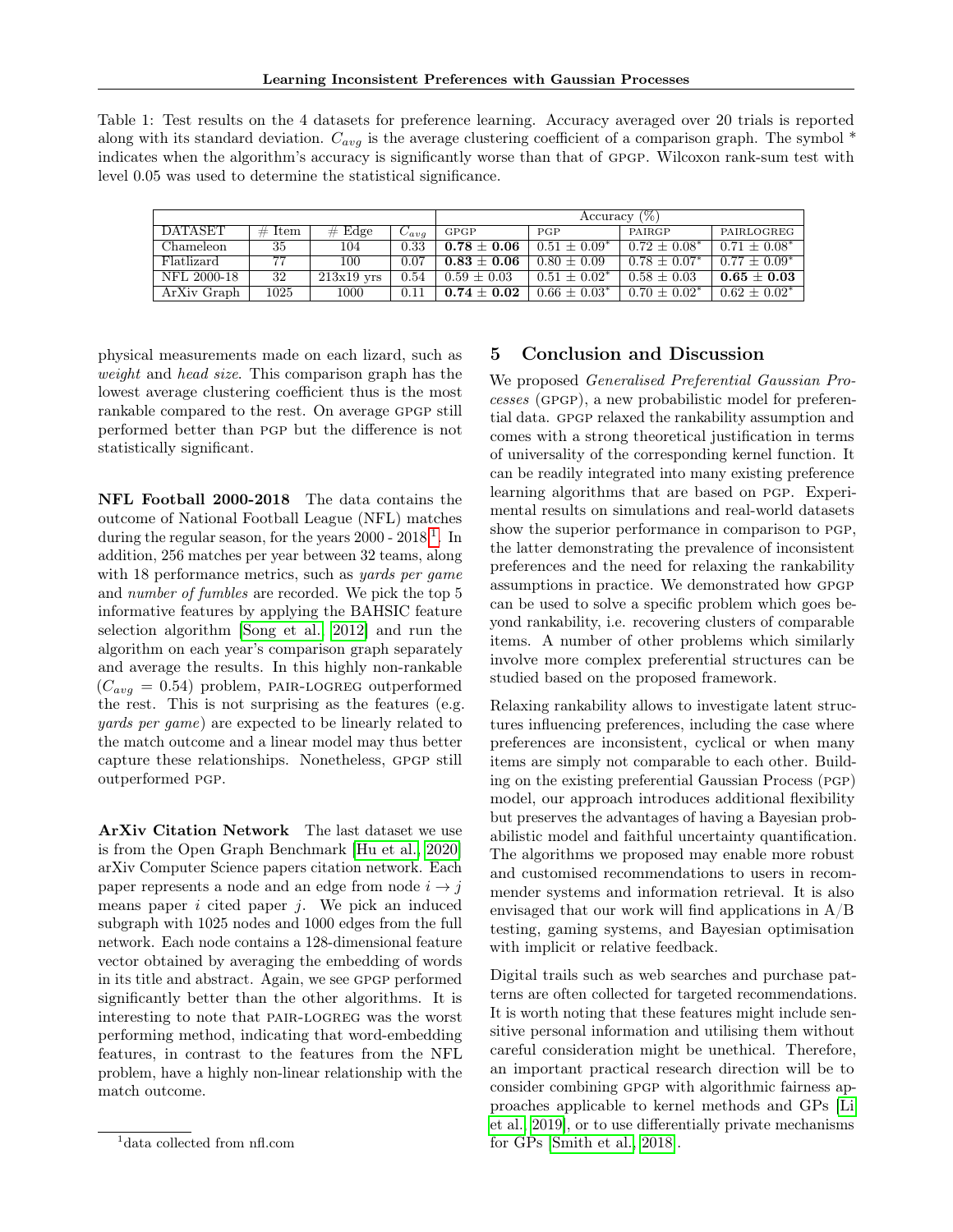Table 1: Test results on the 4 datasets for preference learning. Accuracy averaged over 20 trials is reported along with its standard deviation. $C_{avg}$ is the average clustering coefficient of a comparison graph. The symbol * indicates when the algorithm's accuracy is significantly worse than that of GPGP. Wilcoxon rank-sum test with level 0.05 was used to determine the statistical significance.

| | | | | Accuracy (%) | | | |
|---|---|---|---|---|---|---|---|
| DATASET | # Item | # Edge | $C_{avg}$ | GPGP | PGP | PAIRGP | PAIRLOGREG |
| Chameleon | 35 | 104 | 0.33 | **0.78 ± 0.06** | 0.51 ± 0.09* | 0.72 ± 0.08* | 0.71 ± 0.08* |
| Flatlizard | 77 | 100 | 0.07 | **0.83 ± 0.06** | 0.80 ± 0.09 | 0.78 ± 0.07* | 0.77 ± 0.09* |
| NFL 2000-18 | 32 | 213x19 yrs | 0.54 | 0.59 ± 0.03 | 0.51 ± 0.02* | 0.58 ± 0.03 | **0.65 ± 0.03** |
| ArXiv Graph | 1025 | 1000 | 0.11 | **0.74 ± 0.02** | 0.66 ± 0.03* | 0.70 ± 0.02* | 0.62 ± 0.02* |

physical measurements made on each lizard, such as *weight* and *head size*. This comparison graph has the lowest average clustering coefficient thus is the most rankable compared to the rest. On average GPGP still performed better than PGP but the difference is not statistically significant.

**NFL Football 2000-2018** The data contains the outcome of National Football League (NFL) matches during the regular season, for the years 2000 - 2018[1]. In addition, 256 matches per year between 32 teams, along with 18 performance metrics, such as *yards per game* and *number of fumbles* are recorded. We pick the top 5 informative features by applying the BAHSIC feature selection algorithm [Song et al., 2012] and run the algorithm on each year's comparison graph separately and average the results. In this highly non-rankable ($C_{avg} = 0.54$) problem, PAIR-LOGREG outperformed the rest. This is not surprising as the features (e.g. *yards per game*) are expected to be linearly related to the match outcome and a linear model may thus better capture these relationships. Nonetheless, GPGP still outperformed PGP.

**ArXiv Citation Network** The last dataset we use is from the Open Graph Benchmark [Hu et al., 2020] arXiv Computer Science papers citation network. Each paper represents a node and an edge from node $i \to j$ means paper $i$ cited paper $j$. We pick an induced subgraph with 1025 nodes and 1000 edges from the full network. Each node contains a 128-dimensional feature vector obtained by averaging the embedding of words in its title and abstract. Again, we see GPGP performed significantly better than the other algorithms. It is interesting to note that PAIR-LOGREG was the worst performing method, indicating that word-embedding features, in contrast to the features from the NFL problem, have a highly non-linear relationship with the match outcome.

[1] data collected from nfl.com

## 5 Conclusion and Discussion

We proposed *Generalised Preferential Gaussian Processes* (GPGP), a new probabilistic model for preferential data. GPGP relaxed the rankability assumption and comes with a strong theoretical justification in terms of universality of the corresponding kernel function. It can be readily integrated into many existing preference learning algorithms that are based on PGP. Experimental results on simulations and real-world datasets show the superior performance in comparison to PGP, the latter demonstrating the prevalence of inconsistent preferences and the need for relaxing the rankability assumptions in practice. We demonstrated how GPGP can be used to solve a specific problem which goes beyond rankability, i.e. recovering clusters of comparable items. A number of other problems which similarly involve more complex preferential structures can be studied based on the proposed framework.

Relaxing rankability allows to investigate latent structures influencing preferences, including the case where preferences are inconsistent, cyclical or when many items are simply not comparable to each other. Building on the existing preferential Gaussian Process (PGP) model, our approach introduces additional flexibility but preserves the advantages of having a Bayesian probabilistic model and faithful uncertainty quantification. The algorithms we proposed may enable more robust and customised recommendations to users in recommender systems and information retrieval. It is also envisaged that our work will find applications in A/B testing, gaming systems, and Bayesian optimisation with implicit or relative feedback.

Digital trails such as web searches and purchase patterns are often collected for targeted recommendations. It is worth noting that these features might include sensitive personal information and utilising them without careful consideration might be unethical. Therefore, an important practical research direction will be to consider combining GPGP with algorithmic fairness approaches applicable to kernel methods and GPs [Li et al., 2019], or to use differentially private mechanisms for GPs [Smith et al., 2018].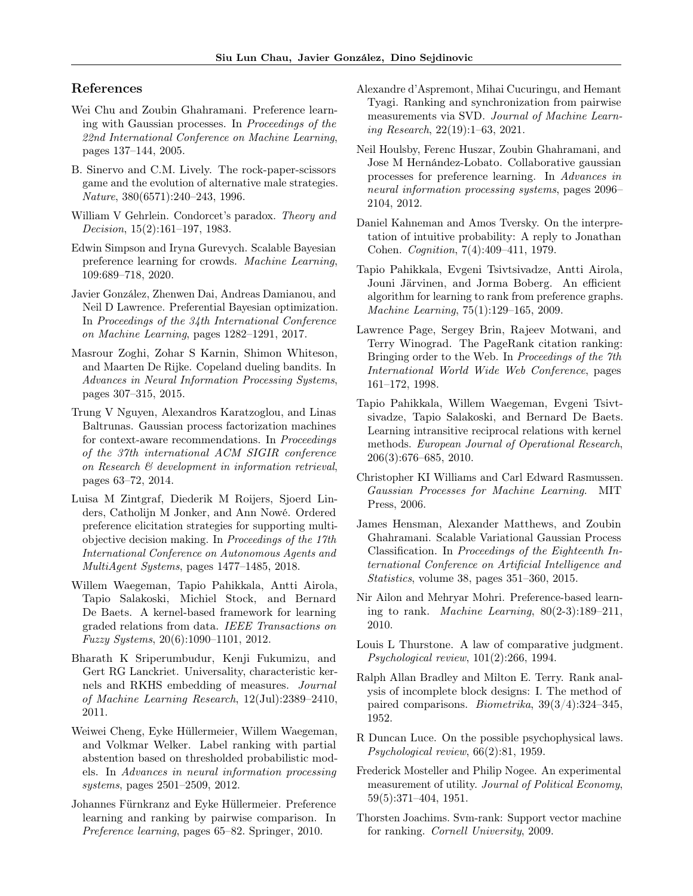## References

Wei Chu and Zoubin Ghahramani. Preference learning with Gaussian processes. In *Proceedings of the 22nd International Conference on Machine Learning*, pages 137–144, 2005.

B. Sinervo and C.M. Lively. The rock-paper-scissors game and the evolution of alternative male strategies. *Nature*, 380(6571):240–243, 1996.

William V Gehrlein. Condorcet's paradox. *Theory and Decision*, 15(2):161–197, 1983.

Edwin Simpson and Iryna Gurevych. Scalable Bayesian preference learning for crowds. *Machine Learning*, 109:689–718, 2020.

Javier González, Zhenwen Dai, Andreas Damianou, and Neil D Lawrence. Preferential Bayesian optimization. In *Proceedings of the 34th International Conference on Machine Learning*, pages 1282–1291, 2017.

Masrour Zoghi, Zohar S Karnin, Shimon Whiteson, and Maarten De Rijke. Copeland dueling bandits. In *Advances in Neural Information Processing Systems*, pages 307–315, 2015.

Trung V Nguyen, Alexandros Karatzoglou, and Linas Baltrunas. Gaussian process factorization machines for context-aware recommendations. In *Proceedings of the 37th international ACM SIGIR conference on Research & development in information retrieval*, pages 63–72, 2014.

Luisa M Zintgraf, Diederik M Roijers, Sjoerd Linders, Catholijn M Jonker, and Ann Nowé. Ordered preference elicitation strategies for supporting multi-objective decision making. In *Proceedings of the 17th International Conference on Autonomous Agents and MultiAgent Systems*, pages 1477–1485, 2018.

Willem Waegeman, Tapio Pahikkala, Antti Airola, Tapio Salakoski, Michiel Stock, and Bernard De Baets. A kernel-based framework for learning graded relations from data. *IEEE Transactions on Fuzzy Systems*, 20(6):1090–1101, 2012.

Bharath K Sriperumbudur, Kenji Fukumizu, and Gert RG Lanckriet. Universality, characteristic kernels and RKHS embedding of measures. *Journal of Machine Learning Research*, 12(Jul):2389–2410, 2011.

Weiwei Cheng, Eyke Hüllermeier, Willem Waegeman, and Volkmar Welker. Label ranking with partial abstention based on thresholded probabilistic models. In *Advances in neural information processing systems*, pages 2501–2509, 2012.

Johannes Fürnkranz and Eyke Hüllermeier. Preference learning and ranking by pairwise comparison. In *Preference learning*, pages 65–82. Springer, 2010.

Alexandre d'Aspremont, Mihai Cucuringu, and Hemant Tyagi. Ranking and synchronization from pairwise measurements via SVD. *Journal of Machine Learning Research*, 22(19):1–63, 2021.

Neil Houlsby, Ferenc Huszar, Zoubin Ghahramani, and Jose M Hernández-Lobato. Collaborative gaussian processes for preference learning. In *Advances in neural information processing systems*, pages 2096–2104, 2012.

Daniel Kahneman and Amos Tversky. On the interpretation of intuitive probability: A reply to Jonathan Cohen. *Cognition*, 7(4):409–411, 1979.

Tapio Pahikkala, Evgeni Tsivtsivadze, Antti Airola, Jouni Järvinen, and Jorma Boberg. An efficient algorithm for learning to rank from preference graphs. *Machine Learning*, 75(1):129–165, 2009.

Lawrence Page, Sergey Brin, Rajeev Motwani, and Terry Winograd. The PageRank citation ranking: Bringing order to the Web. In *Proceedings of the 7th International World Wide Web Conference*, pages 161–172, 1998.

Tapio Pahikkala, Willem Waegeman, Evgeni Tsivtsivadze, Tapio Salakoski, and Bernard De Baets. Learning intransitive reciprocal relations with kernel methods. *European Journal of Operational Research*, 206(3):676–685, 2010.

Christopher KI Williams and Carl Edward Rasmussen. *Gaussian Processes for Machine Learning*. MIT Press, 2006.

James Hensman, Alexander Matthews, and Zoubin Ghahramani. Scalable Variational Gaussian Process Classification. In *Proceedings of the Eighteenth International Conference on Artificial Intelligence and Statistics*, volume 38, pages 351–360, 2015.

Nir Ailon and Mehryar Mohri. Preference-based learning to rank. *Machine Learning*, 80(2-3):189–211, 2010.

Louis L Thurstone. A law of comparative judgment. *Psychological review*, 101(2):266, 1994.

Ralph Allan Bradley and Milton E. Terry. Rank analysis of incomplete block designs: I. The method of paired comparisons. *Biometrika*, 39(3/4):324–345, 1952.

R Duncan Luce. On the possible psychophysical laws. *Psychological review*, 66(2):81, 1959.

Frederick Mosteller and Philip Nogee. An experimental measurement of utility. *Journal of Political Economy*, 59(5):371–404, 1951.

Thorsten Joachims. Svm-rank: Support vector machine for ranking. *Cornell University*, 2009.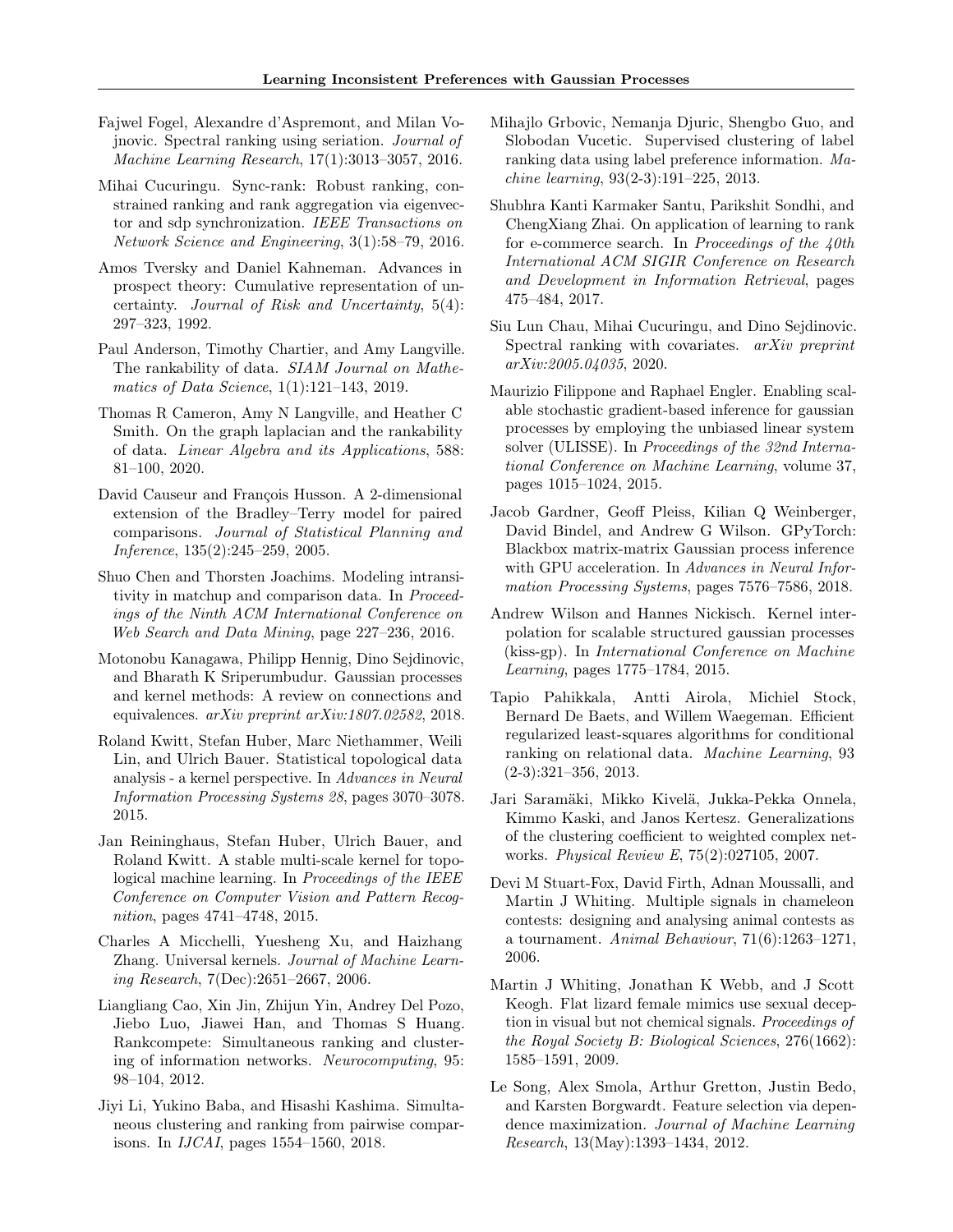Fajwel Fogel, Alexandre d'Aspremont, and Milan Vojnovic. Spectral ranking using seriation. *Journal of Machine Learning Research*, 17(1):3013–3057, 2016.

Mihai Cucuringu. Sync-rank: Robust ranking, constrained ranking and rank aggregation via eigenvector and sdp synchronization. *IEEE Transactions on Network Science and Engineering*, 3(1):58–79, 2016.

Amos Tversky and Daniel Kahneman. Advances in prospect theory: Cumulative representation of uncertainty. *Journal of Risk and Uncertainty*, 5(4): 297–323, 1992.

Paul Anderson, Timothy Chartier, and Amy Langville. The rankability of data. *SIAM Journal on Mathematics of Data Science*, 1(1):121–143, 2019.

Thomas R Cameron, Amy N Langville, and Heather C Smith. On the graph laplacian and the rankability of data. *Linear Algebra and its Applications*, 588: 81–100, 2020.

David Causeur and François Husson. A 2-dimensional extension of the Bradley–Terry model for paired comparisons. *Journal of Statistical Planning and Inference*, 135(2):245–259, 2005.

Shuo Chen and Thorsten Joachims. Modeling intransitivity in matchup and comparison data. In *Proceedings of the Ninth ACM International Conference on Web Search and Data Mining*, page 227–236, 2016.

Motonobu Kanagawa, Philipp Hennig, Dino Sejdinovic, and Bharath K Sriperumbudur. Gaussian processes and kernel methods: A review on connections and equivalences. *arXiv preprint arXiv:1807.02582*, 2018.

Roland Kwitt, Stefan Huber, Marc Niethammer, Weili Lin, and Ulrich Bauer. Statistical topological data analysis - a kernel perspective. In *Advances in Neural Information Processing Systems 28*, pages 3070–3078. 2015.

Jan Reininghaus, Stefan Huber, Ulrich Bauer, and Roland Kwitt. A stable multi-scale kernel for topological machine learning. In *Proceedings of the IEEE Conference on Computer Vision and Pattern Recognition*, pages 4741–4748, 2015.

Charles A Micchelli, Yuesheng Xu, and Haizhang Zhang. Universal kernels. *Journal of Machine Learning Research*, 7(Dec):2651–2667, 2006.

Liangliang Cao, Xin Jin, Zhijun Yin, Andrey Del Pozo, Jiebo Luo, Jiawei Han, and Thomas S Huang. Rankcompete: Simultaneous ranking and clustering of information networks. *Neurocomputing*, 95: 98–104, 2012.

Jiyi Li, Yukino Baba, and Hisashi Kashima. Simultaneous clustering and ranking from pairwise comparisons. In *IJCAI*, pages 1554–1560, 2018.

Mihajlo Grbovic, Nemanja Djuric, Shengbo Guo, and Slobodan Vucetic. Supervised clustering of label ranking data using label preference information. *Machine learning*, 93(2-3):191–225, 2013.

Shubhra Kanti Karmaker Santu, Parikshit Sondhi, and ChengXiang Zhai. On application of learning to rank for e-commerce search. In *Proceedings of the 40th International ACM SIGIR Conference on Research and Development in Information Retrieval*, pages 475–484, 2017.

Siu Lun Chau, Mihai Cucuringu, and Dino Sejdinovic. Spectral ranking with covariates. *arXiv preprint arXiv:2005.04035*, 2020.

Maurizio Filippone and Raphael Engler. Enabling scalable stochastic gradient-based inference for gaussian processes by employing the unbiased linear system solver (ULISSE). In *Proceedings of the 32nd International Conference on Machine Learning*, volume 37, pages 1015–1024, 2015.

Jacob Gardner, Geoff Pleiss, Kilian Q Weinberger, David Bindel, and Andrew G Wilson. GPyTorch: Blackbox matrix-matrix Gaussian process inference with GPU acceleration. In *Advances in Neural Information Processing Systems*, pages 7576–7586, 2018.

Andrew Wilson and Hannes Nickisch. Kernel interpolation for scalable structured gaussian processes (kiss-gp). In *International Conference on Machine Learning*, pages 1775–1784, 2015.

Tapio Pahikkala, Antti Airola, Michiel Stock, Bernard De Baets, and Willem Waegeman. Efficient regularized least-squares algorithms for conditional ranking on relational data. *Machine Learning*, 93 (2-3):321–356, 2013.

Jari Saramäki, Mikko Kivelä, Jukka-Pekka Onnela, Kimmo Kaski, and Janos Kertesz. Generalizations of the clustering coefficient to weighted complex networks. *Physical Review E*, 75(2):027105, 2007.

Devi M Stuart-Fox, David Firth, Adnan Moussalli, and Martin J Whiting. Multiple signals in chameleon contests: designing and analysing animal contests as a tournament. *Animal Behaviour*, 71(6):1263–1271, 2006.

Martin J Whiting, Jonathan K Webb, and J Scott Keogh. Flat lizard female mimics use sexual deception in visual but not chemical signals. *Proceedings of the Royal Society B: Biological Sciences*, 276(1662): 1585–1591, 2009.

Le Song, Alex Smola, Arthur Gretton, Justin Bedo, and Karsten Borgwardt. Feature selection via dependence maximization. *Journal of Machine Learning Research*, 13(May):1393–1434, 2012.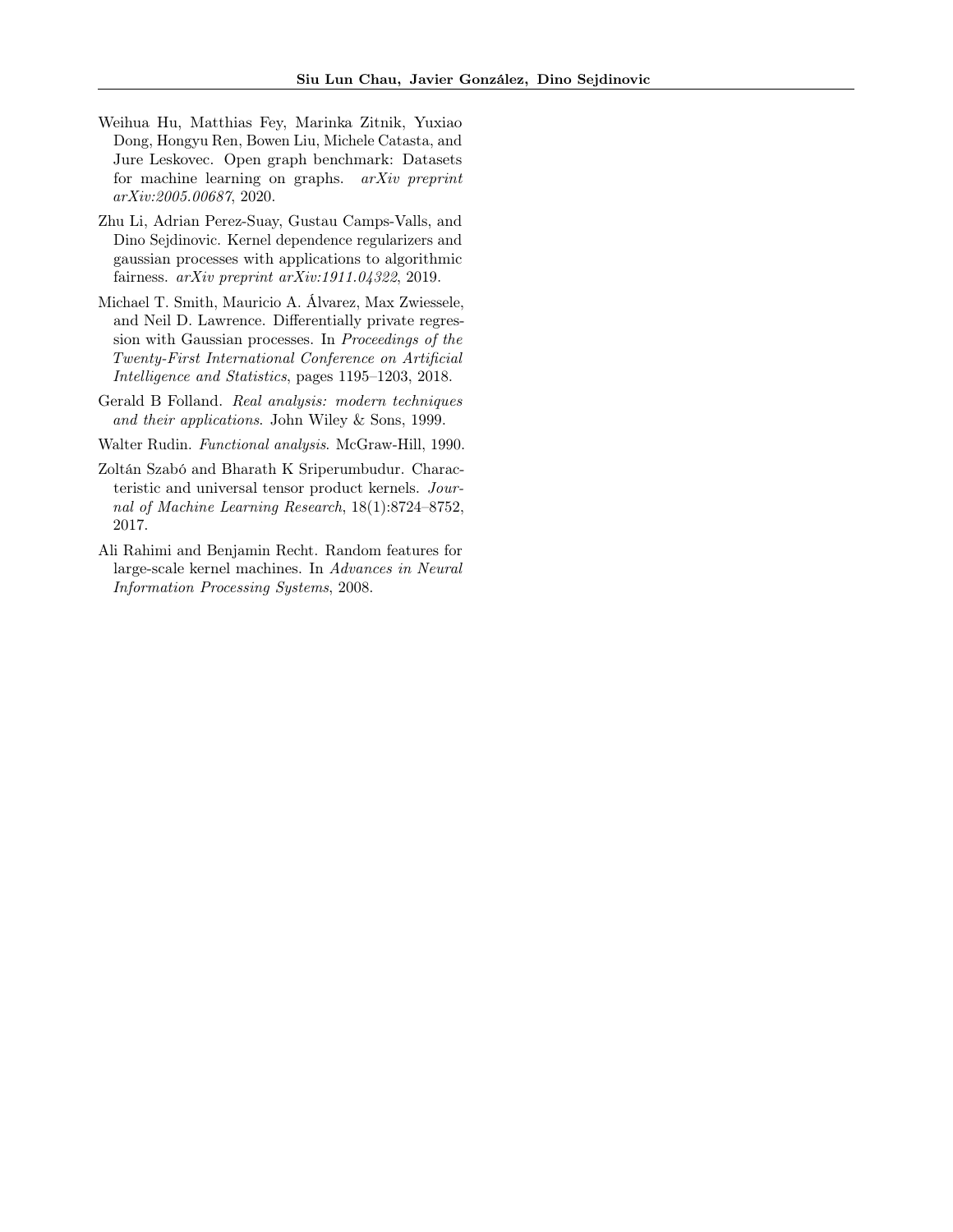Weihua Hu, Matthias Fey, Marinka Zitnik, Yuxiao Dong, Hongyu Ren, Bowen Liu, Michele Catasta, and Jure Leskovec. Open graph benchmark: Datasets for machine learning on graphs. *arXiv preprint arXiv:2005.00687*, 2020.

Zhu Li, Adrian Perez-Suay, Gustau Camps-Valls, and Dino Sejdinovic. Kernel dependence regularizers and gaussian processes with applications to algorithmic fairness. *arXiv preprint arXiv:1911.04322*, 2019.

Michael T. Smith, Mauricio A. Álvarez, Max Zwiessele, and Neil D. Lawrence. Differentially private regression with Gaussian processes. In *Proceedings of the Twenty-First International Conference on Artificial Intelligence and Statistics*, pages 1195–1203, 2018.

Gerald B Folland. *Real analysis: modern techniques and their applications*. John Wiley & Sons, 1999.

Walter Rudin. *Functional analysis*. McGraw-Hill, 1990.

Zoltán Szabó and Bharath K Sriperumbudur. Characteristic and universal tensor product kernels. *Journal of Machine Learning Research*, 18(1):8724–8752, 2017.

Ali Rahimi and Benjamin Recht. Random features for large-scale kernel machines. In *Advances in Neural Information Processing Systems*, 2008.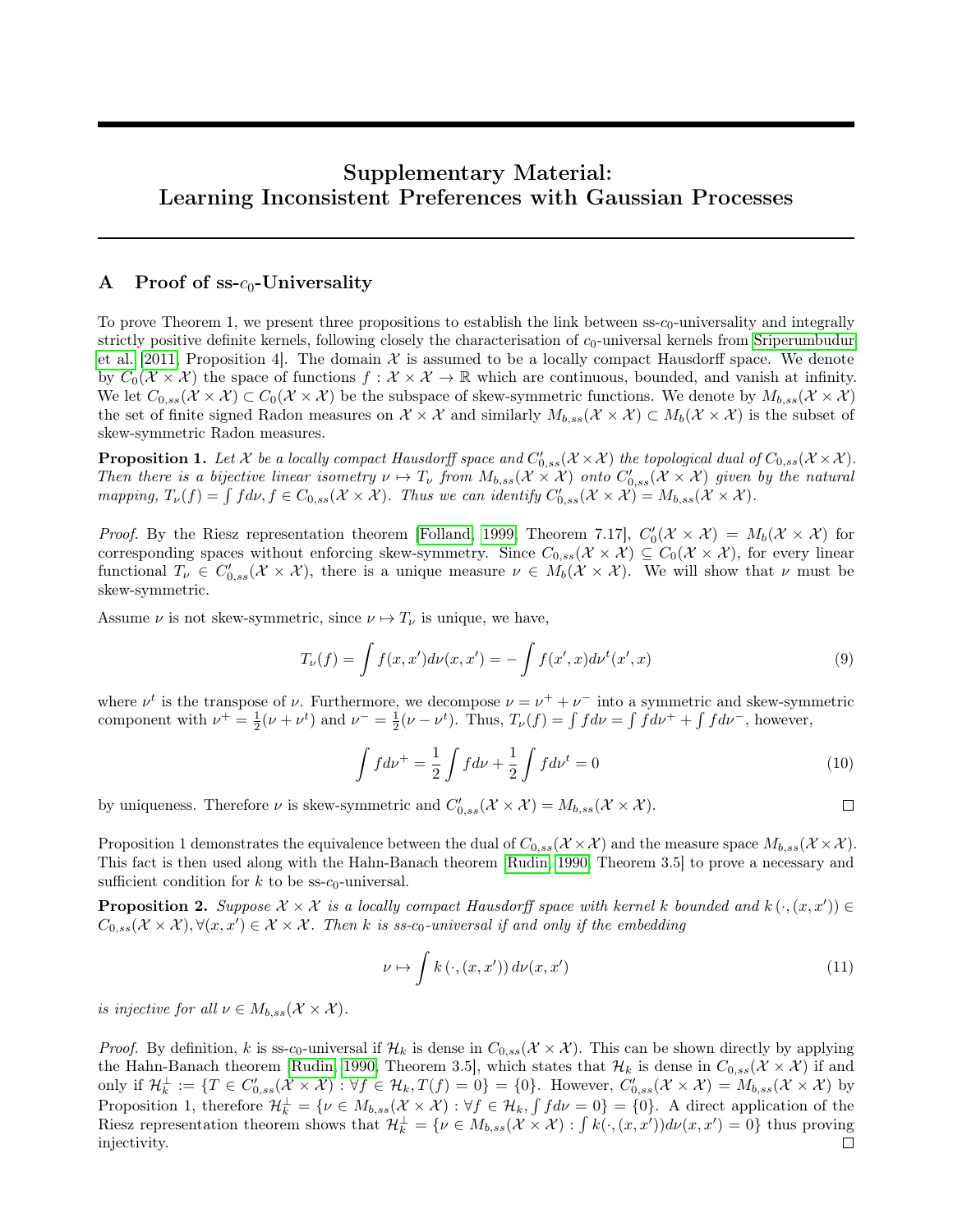# Supplementary Material: Learning Inconsistent Preferences with Gaussian Processes

## A Proof of ss-$c_0$-Universality

To prove Theorem 1, we present three propositions to establish the link between ss-$c_0$-universality and integrally strictly positive definite kernels, following closely the characterisation of $c_0$-universal kernels from Sriperumbudur et al. [2011, Proposition 4]. The domain $\mathcal{X}$ is assumed to be a locally compact Hausdorff space. We denote by $C_0(\mathcal{X} \times \mathcal{X})$ the space of functions $f : \mathcal{X} \times \mathcal{X} \to \mathbb{R}$ which are continuous, bounded, and vanish at infinity. We let $C_{0,ss}(\mathcal{X} \times \mathcal{X}) \subset C_0(\mathcal{X} \times \mathcal{X})$ be the subspace of skew-symmetric functions. We denote by $M_{b,ss}(\mathcal{X} \times \mathcal{X})$ the set of finite signed Radon measures on $\mathcal{X} \times \mathcal{X}$ and similarly $M_{b,ss}(\mathcal{X} \times \mathcal{X}) \subset M_b(\mathcal{X} \times \mathcal{X})$ is the subset of skew-symmetric Radon measures.

**Proposition 1.** *Let $\mathcal{X}$ be a locally compact Hausdorff space and $C'_{0,ss}(\mathcal{X} \times \mathcal{X})$ the topological dual of $C_{0,ss}(\mathcal{X} \times \mathcal{X})$. Then there is a bijective linear isometry $\nu \mapsto T_\nu$ from $M_{b,ss}(\mathcal{X} \times \mathcal{X})$ onto $C'_{0,ss}(\mathcal{X} \times \mathcal{X})$ given by the natural mapping, $T_\nu(f) = \int f d\nu, f \in C_{0,ss}(\mathcal{X} \times \mathcal{X})$. Thus we can identify $C'_{0,ss}(\mathcal{X} \times \mathcal{X}) = M_{b,ss}(\mathcal{X} \times \mathcal{X})$.*

*Proof.* By the Riesz representation theorem [Folland, 1999, Theorem 7.17], $C'_0(\mathcal{X} \times \mathcal{X}) = M_b(\mathcal{X} \times \mathcal{X})$ for corresponding spaces without enforcing skew-symmetry. Since $C_{0,ss}(\mathcal{X} \times \mathcal{X}) \subseteq C_0(\mathcal{X} \times \mathcal{X})$, for every linear functional $T_\nu \in C'_{0,ss}(\mathcal{X} \times \mathcal{X})$, there is a unique measure $\nu \in M_b(\mathcal{X} \times \mathcal{X})$. We will show that $\nu$ must be skew-symmetric.

Assume $\nu$ is not skew-symmetric, since $\nu \mapsto T_\nu$ is unique, we have,

$$T_\nu(f) = \int f(x, x') d\nu(x, x') = -\int f(x', x) d\nu^t(x', x) \tag{9}$$

where $\nu^t$ is the transpose of $\nu$. Furthermore, we decompose $\nu = \nu^+ + \nu^-$ into a symmetric and skew-symmetric component with $\nu^+ = \frac{1}{2}(\nu + \nu^t)$ and $\nu^- = \frac{1}{2}(\nu - \nu^t)$. Thus, $T_\nu(f) = \int f d\nu = \int f d\nu^+ + \int f d\nu^-$, however,

$$\int f d\nu^+ = \frac{1}{2}\int f d\nu + \frac{1}{2}\int f d\nu^t = 0 \tag{10}$$

by uniqueness. Therefore $\nu$ is skew-symmetric and $C'_{0,ss}(\mathcal{X} \times \mathcal{X}) = M_{b,ss}(\mathcal{X} \times \mathcal{X})$. $\square$

Proposition 1 demonstrates the equivalence between the dual of $C_{0,ss}(\mathcal{X} \times \mathcal{X})$ and the measure space $M_{b,ss}(\mathcal{X} \times \mathcal{X})$. This fact is then used along with the Hahn-Banach theorem [Rudin, 1990, Theorem 3.5] to prove a necessary and sufficient condition for $k$ to be ss-$c_0$-universal.

**Proposition 2.** *Suppose $\mathcal{X} \times \mathcal{X}$ is a locally compact Hausdorff space with kernel $k$ bounded and $k(\cdot, (x, x')) \in C_{0,ss}(\mathcal{X} \times \mathcal{X}), \forall (x, x') \in \mathcal{X} \times \mathcal{X}$. Then $k$ is ss-$c_0$-universal if and only if the embedding*

$$\nu \mapsto \int k(\cdot, (x, x')) d\nu(x, x') \tag{11}$$

*is injective for all $\nu \in M_{b,ss}(\mathcal{X} \times \mathcal{X})$.*

*Proof.* By definition, $k$ is ss-$c_0$-universal if $\mathcal{H}_k$ is dense in $C_{0,ss}(\mathcal{X} \times \mathcal{X})$. This can be shown directly by applying the Hahn-Banach theorem [Rudin, 1990, Theorem 3.5], which states that $\mathcal{H}_k$ is dense in $C_{0,ss}(\mathcal{X} \times \mathcal{X})$ if and only if $\mathcal{H}_k^\perp := \{T \in C'_{0,ss}(\mathcal{X} \times \mathcal{X}) : \forall f \in \mathcal{H}_k, T(f) = 0\} = \{0\}$. However, $C'_{0,ss}(\mathcal{X} \times \mathcal{X}) = M_{b,ss}(\mathcal{X} \times \mathcal{X})$ by Proposition 1, therefore $\mathcal{H}_k^\perp = \{\nu \in M_{b,ss}(\mathcal{X} \times \mathcal{X}) : \forall f \in \mathcal{H}_k, \int f d\nu = 0\} = \{0\}$. A direct application of the Riesz representation theorem shows that $\mathcal{H}_k^\perp = \{\nu \in M_{b,ss}(\mathcal{X} \times \mathcal{X}) : \int k(\cdot, (x, x')) d\nu(x, x') = 0\}$ thus proving injectivity. $\square$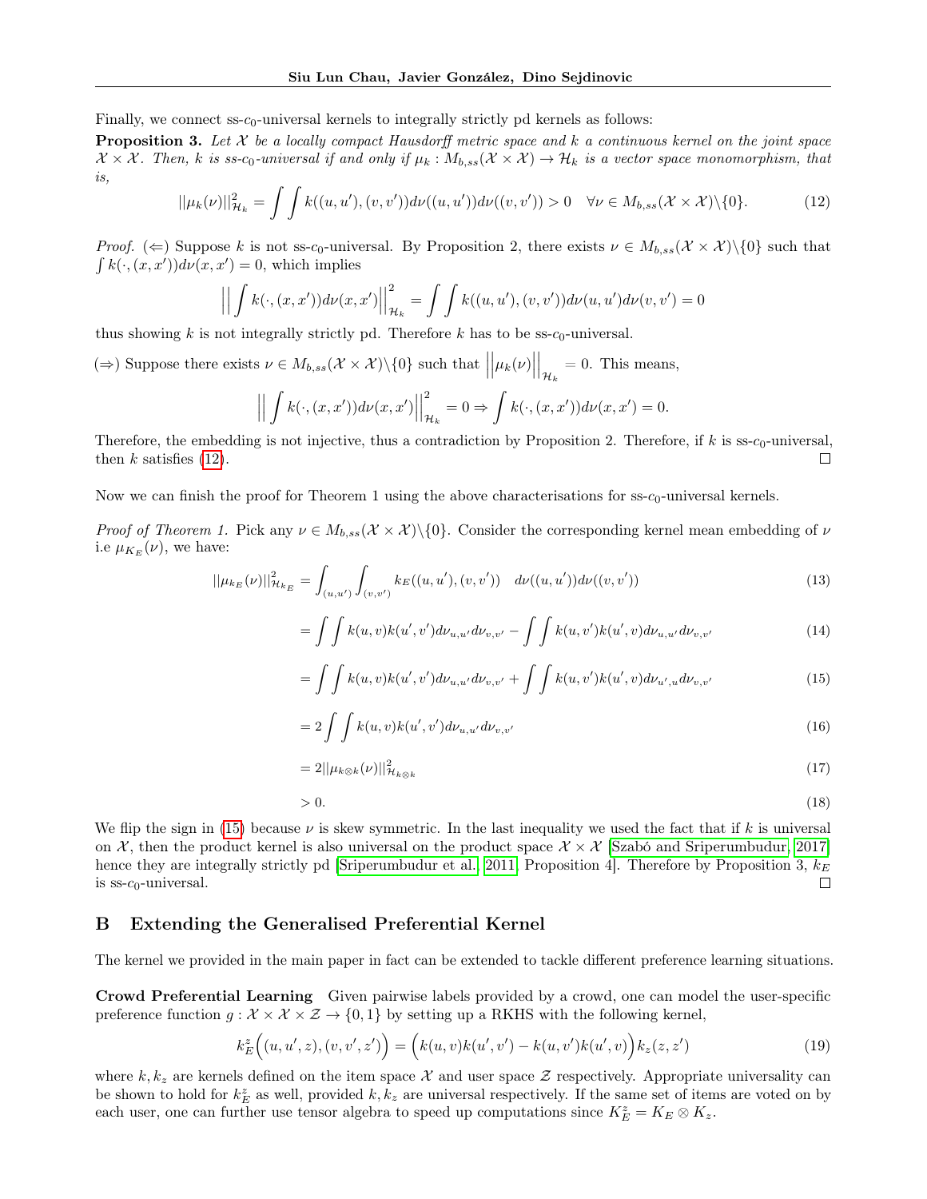Finally, we connect ss-$c_0$-universal kernels to integrally strictly pd kernels as follows:

**Proposition 3.** *Let $\mathcal{X}$ be a locally compact Hausdorff metric space and $k$ a continuous kernel on the joint space $\mathcal{X} \times \mathcal{X}$. Then, $k$ is ss-$c_0$-universal if and only if $\mu_k : M_{b,ss}(\mathcal{X} \times \mathcal{X}) \to \mathcal{H}_k$ is a vector space monomorphism, that is,*

$$||\mu_k(\nu)||^2_{\mathcal{H}_k} = \int \int k((u, u'), (v, v'))d\nu((u, u'))d\nu((v, v')) > 0 \quad \forall \nu \in M_{b,ss}(\mathcal{X} \times \mathcal{X})\backslash\{0\}. \tag{12}$$

*Proof.* ($\Leftarrow$) Suppose $k$ is not ss-$c_0$-universal. By Proposition 2, there exists $\nu \in M_{b,ss}(\mathcal{X} \times \mathcal{X})\backslash\{0\}$ such that $\int k(\cdot, (x, x'))d\nu(x, x') = 0$, which implies

$$\Big|\Big| \int k(\cdot, (x, x'))d\nu(x, x')\Big|\Big|^2_{\mathcal{H}_k} = \int \int k((u, u'), (v, v'))d\nu(u, u')d\nu(v, v') = 0$$

thus showing $k$ is not integrally strictly pd. Therefore $k$ has to be ss-$c_0$-universal.

($\Rightarrow$) Suppose there exists $\nu \in M_{b,ss}(\mathcal{X} \times \mathcal{X})\backslash\{0\}$ such that $\Big|\Big|\mu_k(\nu)\Big|\Big|_{\mathcal{H}_k} = 0$. This means,

$$\Big|\Big| \int k(\cdot, (x, x'))d\nu(x, x')\Big|\Big|^2_{\mathcal{H}_k} = 0 \Rightarrow \int k(\cdot, (x, x'))d\nu(x, x') = 0.$$

Therefore, the embedding is not injective, thus a contradiction by Proposition 2. Therefore, if $k$ is ss-$c_0$-universal, then $k$ satisfies (12). □

Now we can finish the proof for Theorem 1 using the above characterisations for ss-$c_0$-universal kernels.

*Proof of Theorem 1.* Pick any $\nu \in M_{b,ss}(\mathcal{X} \times \mathcal{X})\backslash\{0\}$. Consider the corresponding kernel mean embedding of $\nu$ i.e $\mu_{K_E}(\nu)$, we have:

$$||\mu_{k_E}(\nu)||^2_{\mathcal{H}_{k_E}} = \int_{(u,u')} \int_{(v,v')} k_E((u, u'), (v, v')) \quad d\nu((u, u'))d\nu((v, v')) \tag{13}$$

$$= \int \int k(u, v)k(u', v')d\nu_{u,u'}d\nu_{v,v'} - \int \int k(u, v')k(u', v)d\nu_{u,u'}d\nu_{v,v'} \tag{14}$$

$$= \int \int k(u, v)k(u', v')d\nu_{u,u'}d\nu_{v,v'} + \int \int k(u, v')k(u', v)d\nu_{u',u}d\nu_{v,v'} \tag{15}$$

$$= 2 \int \int k(u, v)k(u', v')d\nu_{u,u'}d\nu_{v,v'} \tag{16}$$

$$= 2||\mu_{k\otimes k}(\nu)||^2_{\mathcal{H}_{k\otimes k}} \tag{17}$$

$$> 0. \tag{18}$$

We flip the sign in (15) because $\nu$ is skew symmetric. In the last inequality we used the fact that if $k$ is universal on $\mathcal{X}$, then the product kernel is also universal on the product space $\mathcal{X} \times \mathcal{X}$ [Szabó and Sriperumbudur, 2017] hence they are integrally strictly pd [Sriperumbudur et al., 2011, Proposition 4]. Therefore by Proposition 3, $k_E$ is ss-$c_0$-universal. □

## B Extending the Generalised Preferential Kernel

The kernel we provided in the main paper in fact can be extended to tackle different preference learning situations.

**Crowd Preferential Learning** Given pairwise labels provided by a crowd, one can model the user-specific preference function $g : \mathcal{X} \times \mathcal{X} \times \mathcal{Z} \to \{0, 1\}$ by setting up a RKHS with the following kernel,

$$k^z_E\Big((u, u', z), (v, v', z')\Big) = \Big(k(u, v)k(u', v') - k(u, v')k(u', v)\Big)k_z(z, z') \tag{19}$$

where $k, k_z$ are kernels defined on the item space $\mathcal{X}$ and user space $\mathcal{Z}$ respectively. Appropriate universality can be shown to hold for $k^z_E$ as well, provided $k, k_z$ are universal respectively. If the same set of items are voted on by each user, one can further use tensor algebra to speed up computations since $K^z_E = K_E \otimes K_z$.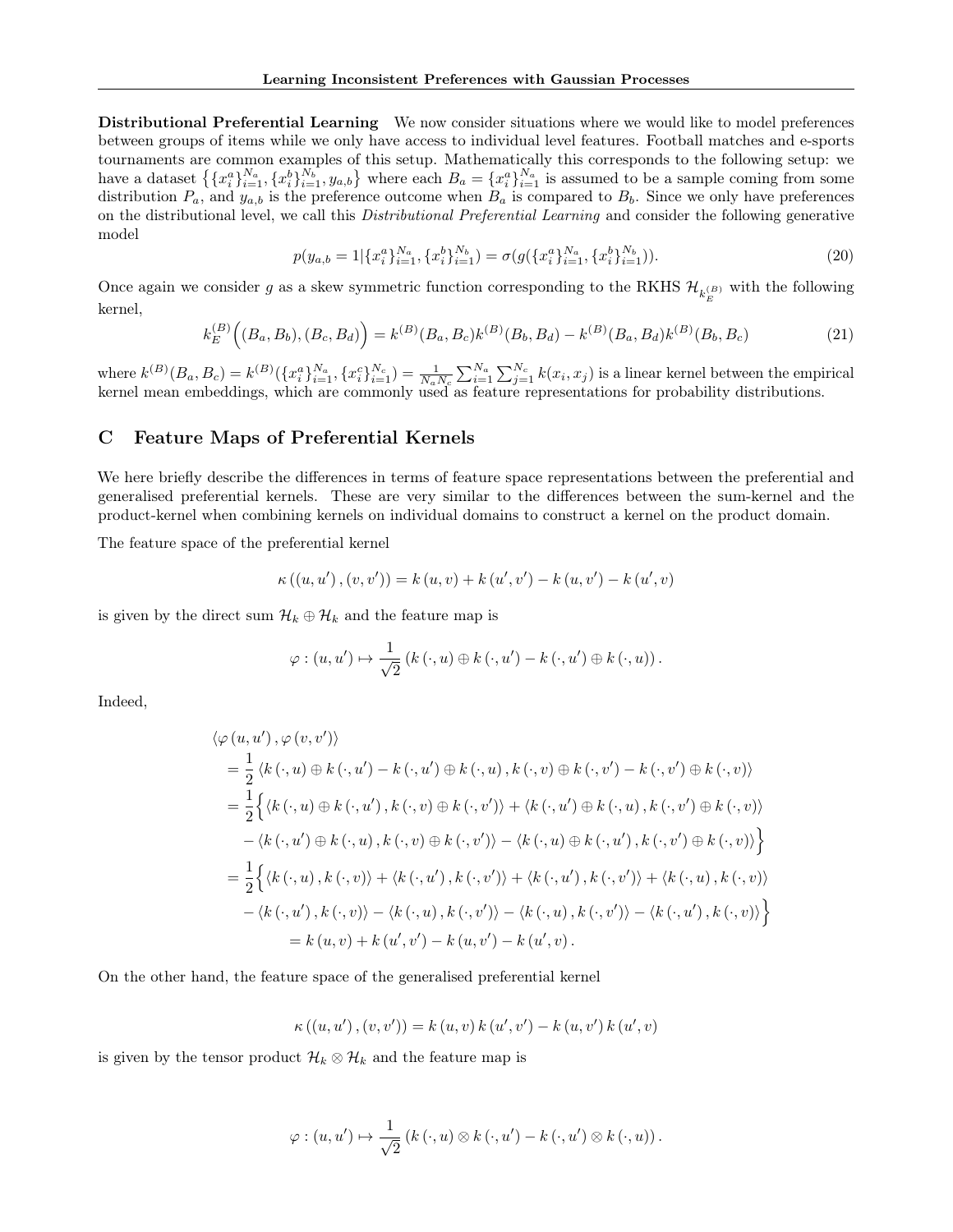**Distributional Preferential Learning** We now consider situations where we would like to model preferences between groups of items while we only have access to individual level features. Football matches and e-sports tournaments are common examples of this setup. Mathematically this corresponds to the following setup: we have a dataset $\left\{\{x_i^a\}_{i=1}^{N_a}, \{x_i^b\}_{i=1}^{N_b}, y_{a,b}\right\}$ where each $B_a = \{x_i^a\}_{i=1}^{N_a}$ is assumed to be a sample coming from some distribution $P_a$, and $y_{a,b}$ is the preference outcome when $B_a$ is compared to $B_b$. Since we only have preferences on the distributional level, we call this *Distributional Preferential Learning* and consider the following generative model

$$p(y_{a,b} = 1 | \{x_i^a\}_{i=1}^{N_a}, \{x_i^b\}_{i=1}^{N_b}) = \sigma(g(\{x_i^a\}_{i=1}^{N_a}, \{x_i^b\}_{i=1}^{N_b})). \tag{20}$$

Once again we consider $g$ as a skew symmetric function corresponding to the RKHS $\mathcal{H}_{k_E^{(B)}}$ with the following kernel,

$$k_E^{(B)}\Big((B_a, B_b), (B_c, B_d)\Big) = k^{(B)}(B_a, B_c)k^{(B)}(B_b, B_d) - k^{(B)}(B_a, B_d)k^{(B)}(B_b, B_c) \tag{21}$$

where $k^{(B)}(B_a, B_c) = k^{(B)}(\{x_i^a\}_{i=1}^{N_a}, \{x_i^c\}_{i=1}^{N_c}) = \frac{1}{N_a N_c}\sum_{i=1}^{N_a}\sum_{j=1}^{N_c} k(x_i, x_j)$ is a linear kernel between the empirical kernel mean embeddings, which are commonly used as feature representations for probability distributions.

# C Feature Maps of Preferential Kernels

We here briefly describe the differences in terms of feature space representations between the preferential and generalised preferential kernels. These are very similar to the differences between the sum-kernel and the product-kernel when combining kernels on individual domains to construct a kernel on the product domain.

The feature space of the preferential kernel

$$\kappa\left(\left(u, u'\right), \left(v, v'\right)\right) = k\left(u, v\right) + k\left(u', v'\right) - k\left(u, v'\right) - k\left(u', v\right)$$

is given by the direct sum $\mathcal{H}_k \oplus \mathcal{H}_k$ and the feature map is

$$\varphi : \left(u, u'\right) \mapsto \frac{1}{\sqrt{2}}\left(k\left(\cdot, u\right) \oplus k\left(\cdot, u'\right) - k\left(\cdot, u'\right) \oplus k\left(\cdot, u\right)\right).$$

Indeed,

$$\begin{aligned}
&\left\langle \varphi\left(u, u'\right), \varphi\left(v, v'\right)\right\rangle \\
&= \frac{1}{2}\left\langle k\left(\cdot, u\right) \oplus k\left(\cdot, u'\right) - k\left(\cdot, u'\right) \oplus k\left(\cdot, u\right), k\left(\cdot, v\right) \oplus k\left(\cdot, v'\right) - k\left(\cdot, v'\right) \oplus k\left(\cdot, v\right)\right\rangle \\
&= \frac{1}{2}\Big\{\left\langle k\left(\cdot, u\right) \oplus k\left(\cdot, u'\right), k\left(\cdot, v\right) \oplus k\left(\cdot, v'\right)\right\rangle + \left\langle k\left(\cdot, u'\right) \oplus k\left(\cdot, u\right), k\left(\cdot, v'\right) \oplus k\left(\cdot, v\right)\right\rangle \\
&\quad - \left\langle k\left(\cdot, u'\right) \oplus k\left(\cdot, u\right), k\left(\cdot, v\right) \oplus k\left(\cdot, v'\right)\right\rangle - \left\langle k\left(\cdot, u\right) \oplus k\left(\cdot, u'\right), k\left(\cdot, v'\right) \oplus k\left(\cdot, v\right)\right\rangle\Big\} \\
&= \frac{1}{2}\Big\{\left\langle k\left(\cdot, u\right), k\left(\cdot, v\right)\right\rangle + \left\langle k\left(\cdot, u'\right), k\left(\cdot, v'\right)\right\rangle + \left\langle k\left(\cdot, u'\right), k\left(\cdot, v'\right)\right\rangle + \left\langle k\left(\cdot, u\right), k\left(\cdot, v\right)\right\rangle \\
&\quad - \left\langle k\left(\cdot, u'\right), k\left(\cdot, v\right)\right\rangle - \left\langle k\left(\cdot, u\right), k\left(\cdot, v'\right)\right\rangle - \left\langle k\left(\cdot, u\right), k\left(\cdot, v'\right)\right\rangle - \left\langle k\left(\cdot, u'\right), k\left(\cdot, v\right)\right\rangle\Big\} \\
&= k\left(u, v\right) + k\left(u', v'\right) - k\left(u, v'\right) - k\left(u', v\right).
\end{aligned}$$

On the other hand, the feature space of the generalised preferential kernel

$$\kappa\left(\left(u, u'\right), \left(v, v'\right)\right) = k\left(u, v\right)k\left(u', v'\right) - k\left(u, v'\right)k\left(u', v\right)$$

is given by the tensor product $\mathcal{H}_k \otimes \mathcal{H}_k$ and the feature map is

$$\varphi : \left(u, u'\right) \mapsto \frac{1}{\sqrt{2}}\left(k\left(\cdot, u\right) \otimes k\left(\cdot, u'\right) - k\left(\cdot, u'\right) \otimes k\left(\cdot, u\right)\right).$$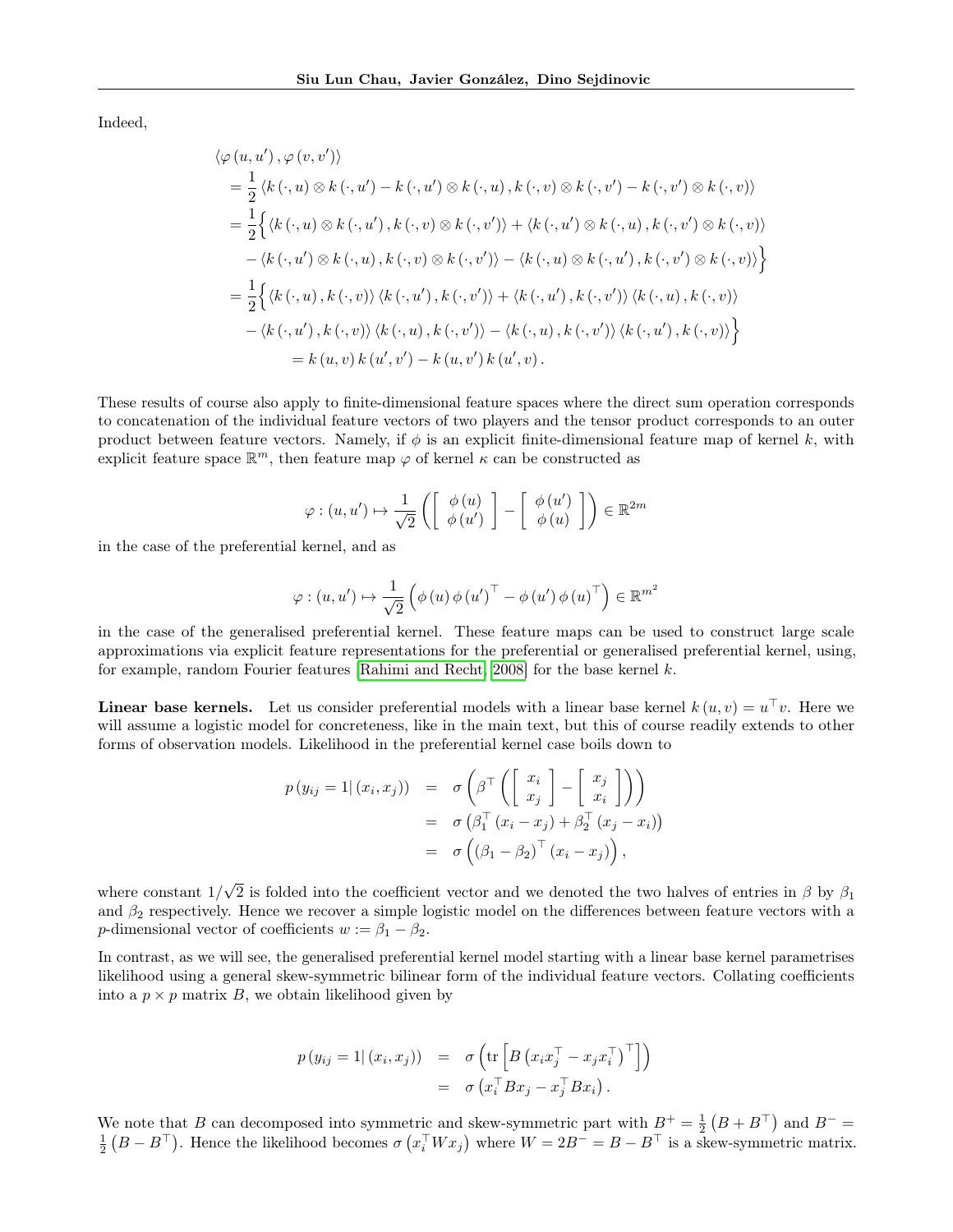Indeed,

$$
\begin{aligned}
&\langle \varphi(u,u'), \varphi(v,v') \rangle \\
&= \frac{1}{2} \langle k(\cdot,u) \otimes k(\cdot,u') - k(\cdot,u') \otimes k(\cdot,u), k(\cdot,v) \otimes k(\cdot,v') - k(\cdot,v') \otimes k(\cdot,v) \rangle \\
&= \frac{1}{2} \Big\{ \langle k(\cdot,u) \otimes k(\cdot,u'), k(\cdot,v) \otimes k(\cdot,v') \rangle + \langle k(\cdot,u') \otimes k(\cdot,u), k(\cdot,v') \otimes k(\cdot,v) \rangle \\
&\quad - \langle k(\cdot,u') \otimes k(\cdot,u), k(\cdot,v) \otimes k(\cdot,v') \rangle - \langle k(\cdot,u) \otimes k(\cdot,u'), k(\cdot,v') \otimes k(\cdot,v) \rangle \Big\} \\
&= \frac{1}{2} \Big\{ \langle k(\cdot,u), k(\cdot,v) \rangle \langle k(\cdot,u'), k(\cdot,v') \rangle + \langle k(\cdot,u'), k(\cdot,v') \rangle \langle k(\cdot,u), k(\cdot,v) \rangle \\
&\quad - \langle k(\cdot,u'), k(\cdot,v) \rangle \langle k(\cdot,u), k(\cdot,v') \rangle - \langle k(\cdot,u), k(\cdot,v') \rangle \langle k(\cdot,u'), k(\cdot,v) \rangle \Big\} \\
&\quad\quad = k(u,v)\, k(u',v') - k(u,v')\, k(u',v).
\end{aligned}
$$

These results of course also apply to finite-dimensional feature spaces where the direct sum operation corresponds to concatenation of the individual feature vectors of two players and the tensor product corresponds to an outer product between feature vectors. Namely, if $\phi$ is an explicit finite-dimensional feature map of kernel $k$, with explicit feature space $\mathbb{R}^m$, then feature map $\varphi$ of kernel $\kappa$ can be constructed as

$$
\varphi : (u,u') \mapsto \frac{1}{\sqrt{2}} \left( \begin{bmatrix} \phi(u) \\ \phi(u') \end{bmatrix} - \begin{bmatrix} \phi(u') \\ \phi(u) \end{bmatrix} \right) \in \mathbb{R}^{2m}
$$

in the case of the preferential kernel, and as

$$
\varphi : (u,u') \mapsto \frac{1}{\sqrt{2}} \left( \phi(u)\, \phi(u')^\top - \phi(u')\, \phi(u)^\top \right) \in \mathbb{R}^{m^2}
$$

in the case of the generalised preferential kernel. These feature maps can be used to construct large scale approximations via explicit feature representations for the preferential or generalised preferential kernel, using, for example, random Fourier features [Rahimi and Recht, 2008] for the base kernel $k$.

**Linear base kernels.** Let us consider preferential models with a linear base kernel $k(u,v) = u^\top v$. Here we will assume a logistic model for concreteness, like in the main text, but this of course readily extends to other forms of observation models. Likelihood in the preferential kernel case boils down to

$$
\begin{aligned}
p(y_{ij} = 1 | (x_i, x_j)) &= \sigma\left( \beta^\top \left( \begin{bmatrix} x_i \\ x_j \end{bmatrix} - \begin{bmatrix} x_j \\ x_i \end{bmatrix} \right) \right) \\
&= \sigma\left( \beta_1^\top (x_i - x_j) + \beta_2^\top (x_j - x_i) \right) \\
&= \sigma\left( (\beta_1 - \beta_2)^\top (x_i - x_j) \right),
\end{aligned}
$$

where constant $1/\sqrt{2}$ is folded into the coefficient vector and we denoted the two halves of entries in $\beta$ by $\beta_1$ and $\beta_2$ respectively. Hence we recover a simple logistic model on the differences between feature vectors with a $p$-dimensional vector of coefficients $w := \beta_1 - \beta_2$.

In contrast, as we will see, the generalised preferential kernel model starting with a linear base kernel parametrises likelihood using a general skew-symmetric bilinear form of the individual feature vectors. Collating coefficients into a $p \times p$ matrix $B$, we obtain likelihood given by

$$
\begin{aligned}
p(y_{ij} = 1 | (x_i, x_j)) &= \sigma\left( \operatorname{tr}\left[ B \left( x_i x_j^\top - x_j x_i^\top \right)^\top \right] \right) \\
&= \sigma\left( x_i^\top B x_j - x_j^\top B x_i \right).
\end{aligned}
$$

We note that $B$ can decomposed into symmetric and skew-symmetric part with $B^+ = \frac{1}{2}\left(B + B^\top\right)$ and $B^- = \frac{1}{2}\left(B - B^\top\right)$. Hence the likelihood becomes $\sigma\left(x_i^\top W x_j\right)$ where $W = 2B^- = B - B^\top$ is a skew-symmetric matrix.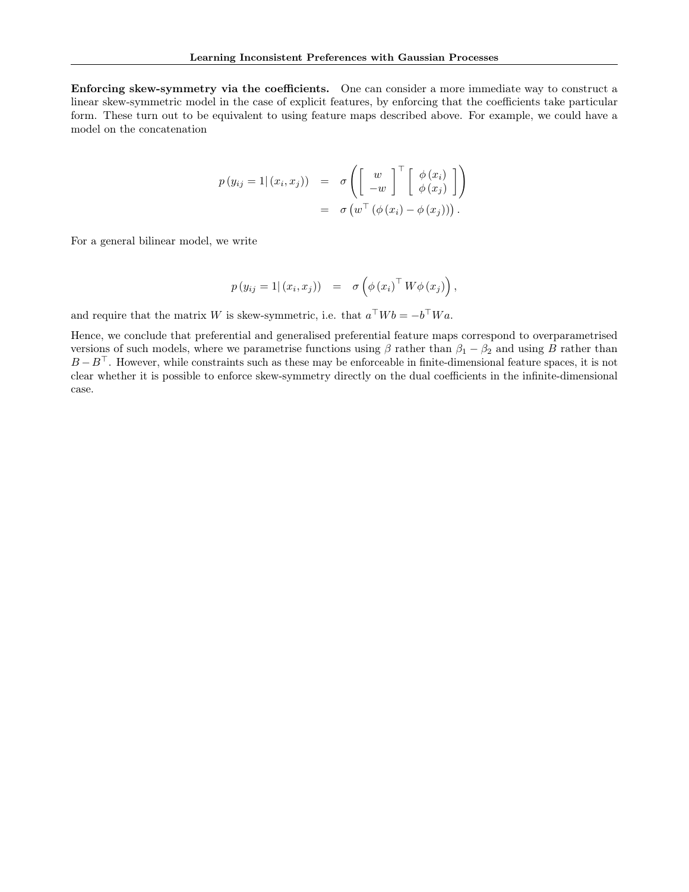**Enforcing skew-symmetry via the coefficients.** One can consider a more immediate way to construct a linear skew-symmetric model in the case of explicit features, by enforcing that the coefficients take particular form. These turn out to be equivalent to using feature maps described above. For example, we could have a model on the concatenation

$$
\begin{aligned}
p\left(y_{ij} = 1 \middle| \left(x_i, x_j\right)\right) &= \sigma\left(\begin{bmatrix} w \\ -w \end{bmatrix}^\top \begin{bmatrix} \phi\left(x_i\right) \\ \phi\left(x_j\right) \end{bmatrix}\right) \\
&= \sigma\left(w^\top \left(\phi\left(x_i\right) - \phi\left(x_j\right)\right)\right).
\end{aligned}
$$

For a general bilinear model, we write

$$
p\left(y_{ij} = 1 \middle| \left(x_i, x_j\right)\right) = \sigma\left(\phi\left(x_i\right)^\top W \phi\left(x_j\right)\right),
$$

and require that the matrix $W$ is skew-symmetric, i.e. that $a^\top W b = -b^\top W a$.

Hence, we conclude that preferential and generalised preferential feature maps correspond to overparametrised versions of such models, where we parametrise functions using $\beta$ rather than $\beta_1 - \beta_2$ and using $B$ rather than $B - B^\top$. However, while constraints such as these may be enforceable in finite-dimensional feature spaces, it is not clear whether it is possible to enforce skew-symmetry directly on the dual coefficients in the infinite-dimensional case.